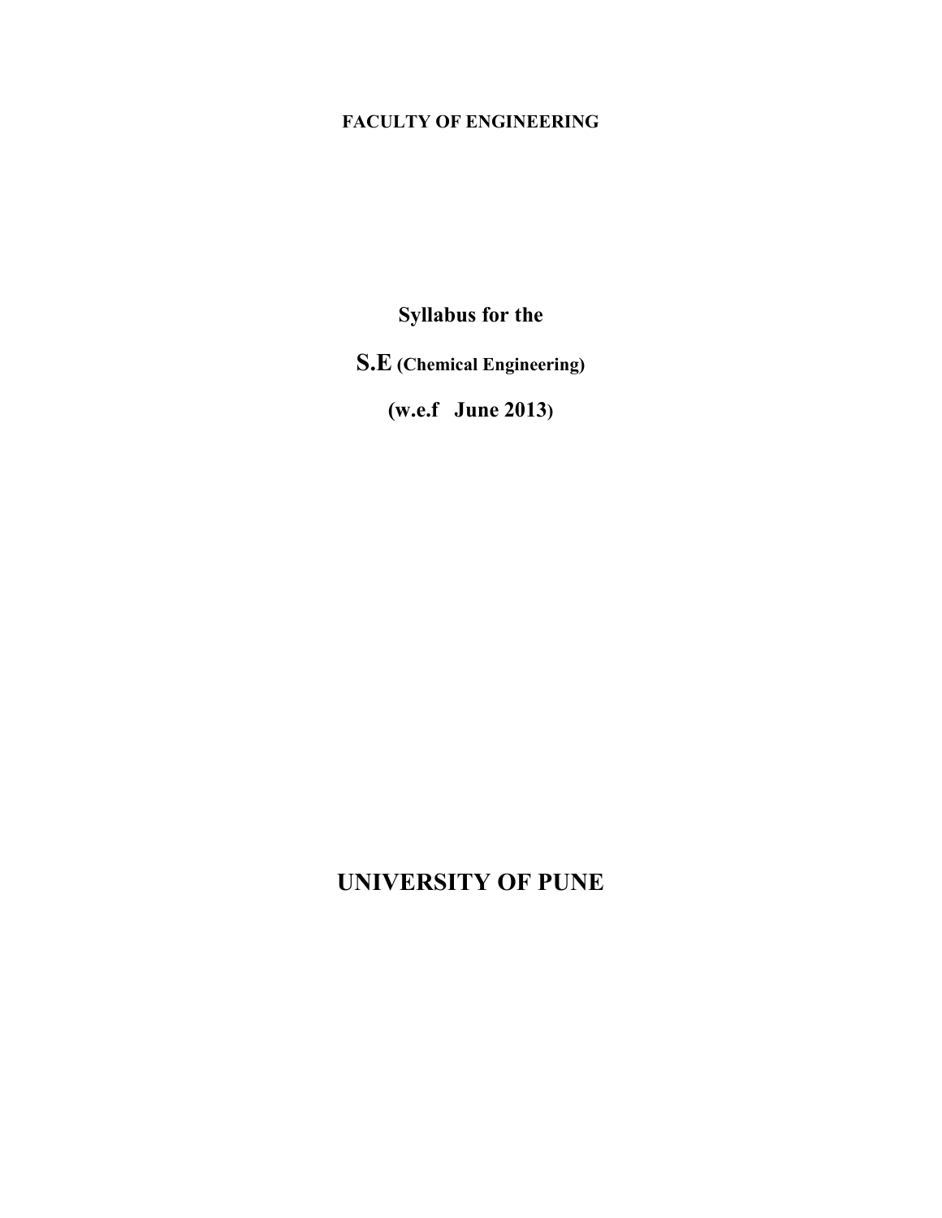**FACULTY OF ENGINEERING**

# Syllabus for the

# S.E (Chemical Engineering)

# (w.e.f June 2013)

# UNIVERSITY OF PUNE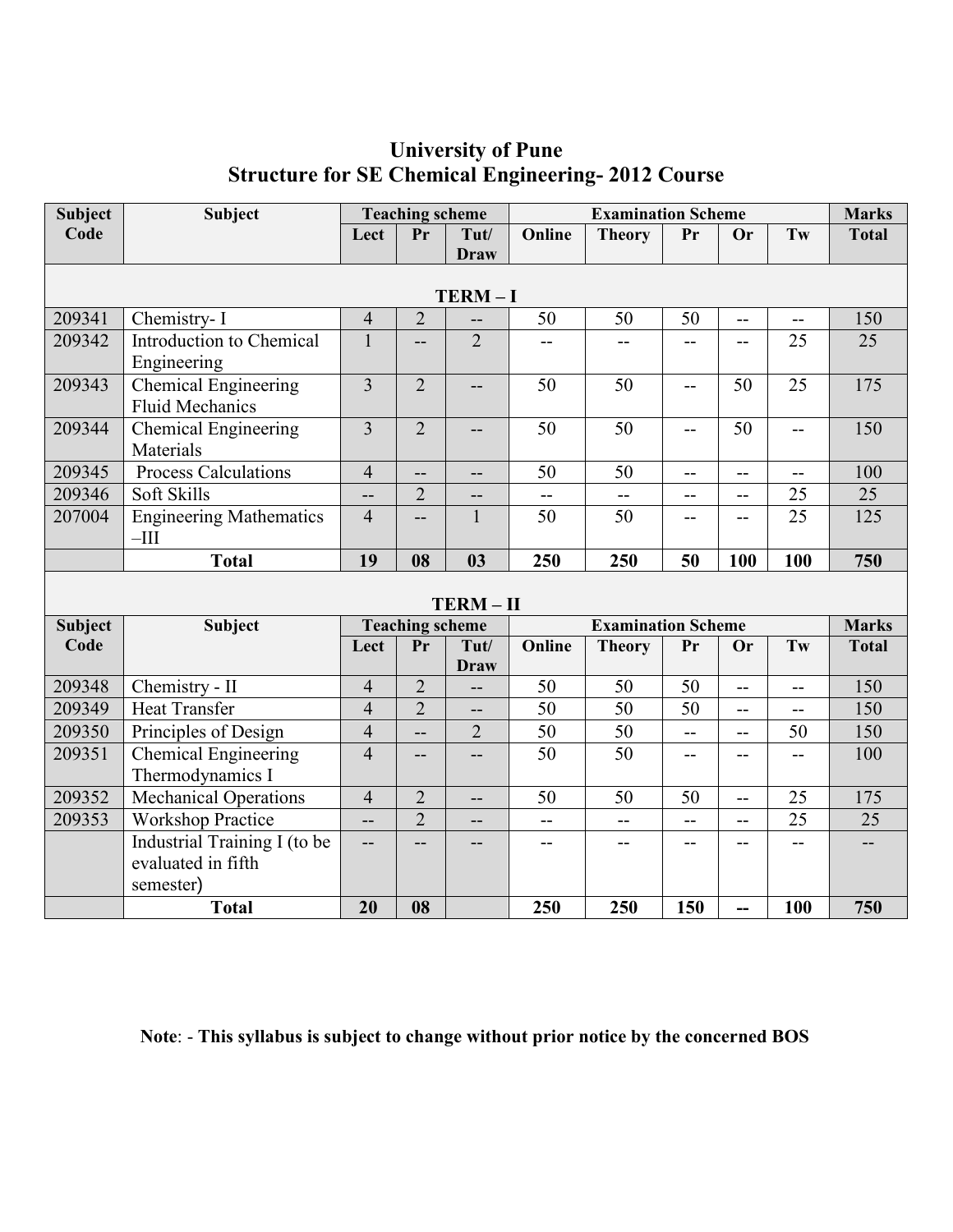# University of Pune

## Structure for SE Chemical Engineering- 2012 Course

| Subject Code | Subject | Teaching scheme | | | Examination Scheme | | | | | Marks |
|---|---|---|---|---|---|---|---|---|---|---|
| | | Lect | Pr | Tut/ Draw | Online | Theory | Pr | Or | Tw | Total |
| | | | | **TERM – I** | | | | | | |
| 209341 | Chemistry- I | 4 | 2 | -- | 50 | 50 | 50 | -- | -- | 150 |
| 209342 | Introduction to Chemical Engineering | 1 | -- | 2 | -- | -- | -- | -- | 25 | 25 |
| 209343 | Chemical Engineering Fluid Mechanics | 3 | 2 | -- | 50 | 50 | -- | 50 | 25 | 175 |
| 209344 | Chemical Engineering Materials | 3 | 2 | -- | 50 | 50 | -- | 50 | -- | 150 |
| 209345 | Process Calculations | 4 | -- | -- | 50 | 50 | -- | -- | -- | 100 |
| 209346 | Soft Skills | -- | 2 | -- | -- | -- | -- | -- | 25 | 25 |
| 207004 | Engineering Mathematics –III | 4 | -- | 1 | 50 | 50 | -- | -- | 25 | 125 |
| | **Total** | **19** | **08** | **03** | **250** | **250** | **50** | **100** | **100** | **750** |
| | | | | **TERM – II** | | | | | | |
| **Subject Code** | **Subject** | **Teaching scheme** | | | **Examination Scheme** | | | | | **Marks** |
| | | **Lect** | **Pr** | **Tut/ Draw** | **Online** | **Theory** | **Pr** | **Or** | **Tw** | **Total** |
| 209348 | Chemistry - II | 4 | 2 | -- | 50 | 50 | 50 | -- | -- | 150 |
| 209349 | Heat Transfer | 4 | 2 | -- | 50 | 50 | 50 | -- | -- | 150 |
| 209350 | Principles of Design | 4 | -- | 2 | 50 | 50 | -- | -- | 50 | 150 |
| 209351 | Chemical Engineering Thermodynamics I | 4 | -- | -- | 50 | 50 | -- | -- | -- | 100 |
| 209352 | Mechanical Operations | 4 | 2 | -- | 50 | 50 | 50 | -- | 25 | 175 |
| 209353 | Workshop Practice | -- | 2 | -- | -- | -- | -- | -- | 25 | 25 |
| | Industrial Training I (to be evaluated in fifth semester) | -- | -- | -- | -- | -- | -- | -- | -- | -- |
| | **Total** | **20** | **08** | | **250** | **250** | **150** | **--** | **100** | **750** |

**Note**: - **This syllabus is subject to change without prior notice by the concerned BOS**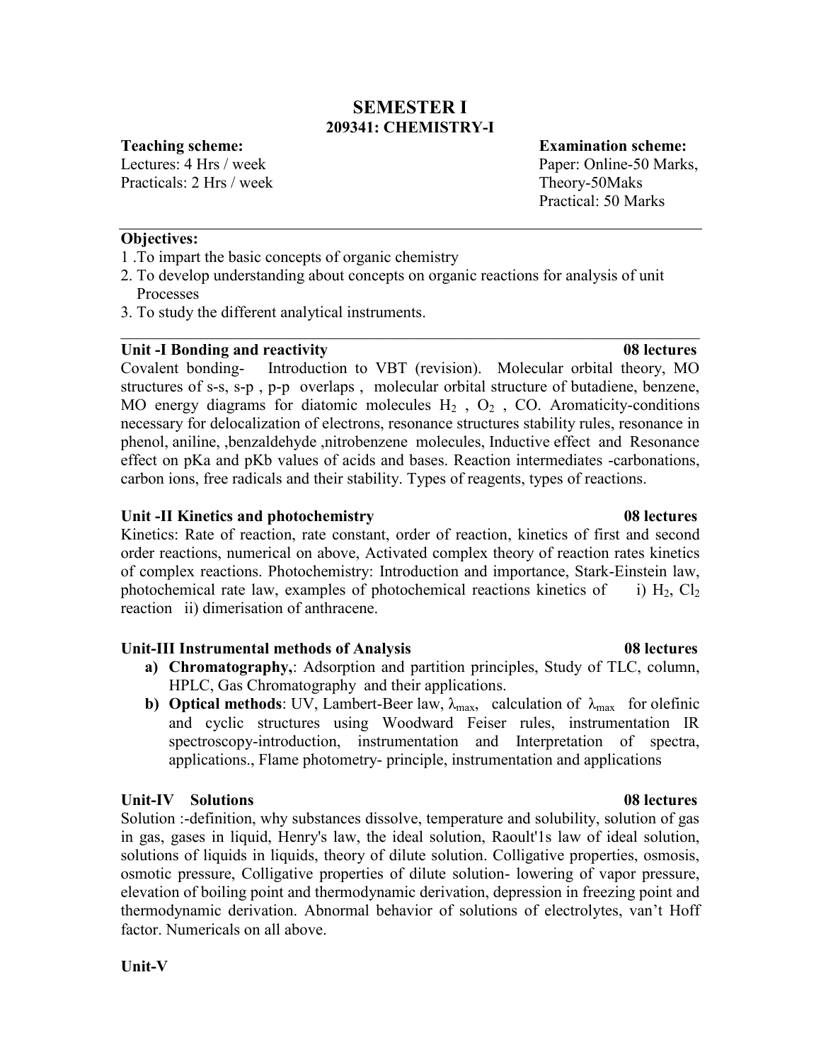# SEMESTER I

## 209341: CHEMISTRY-I

**Teaching scheme:**
Lectures: 4 Hrs / week
Practicals: 2 Hrs / week

**Examination scheme:**
Paper: Online-50 Marks,
Theory-50Maks
Practical: 50 Marks

---

**Objectives:**

1 .To impart the basic concepts of organic chemistry
2. To develop understanding about concepts on organic reactions for analysis of unit Processes
3. To study the different analytical instruments.

---

**Unit -I Bonding and reactivity** **08 lectures**

Covalent bonding- Introduction to VBT (revision). Molecular orbital theory, MO structures of s-s, s-p , p-p overlaps , molecular orbital structure of butadiene, benzene, MO energy diagrams for diatomic molecules $H_2$ , $O_2$ , CO. Aromaticity-conditions necessary for delocalization of electrons, resonance structures stability rules, resonance in phenol, aniline, ,benzaldehyde ,nitrobenzene molecules, Inductive effect and Resonance effect on pKa and pKb values of acids and bases. Reaction intermediates -carbonations, carbon ions, free radicals and their stability. Types of reagents, types of reactions.

**Unit -II Kinetics and photochemistry** **08 lectures**

Kinetics: Rate of reaction, rate constant, order of reaction, kinetics of first and second order reactions, numerical on above, Activated complex theory of reaction rates kinetics of complex reactions. Photochemistry: Introduction and importance, Stark-Einstein law, photochemical rate law, examples of photochemical reactions kinetics of i) $H_2$, $Cl_2$ reaction ii) dimerisation of anthracene.

**Unit-III Instrumental methods of Analysis** **08 lectures**

a) **Chromatography,**: Adsorption and partition principles, Study of TLC, column, HPLC, Gas Chromatography and their applications.
b) **Optical methods**: UV, Lambert-Beer law, $\lambda_{max}$, calculation of $\lambda_{max}$ for olefinic and cyclic structures using Woodward Feiser rules, instrumentation IR spectroscopy-introduction, instrumentation and Interpretation of spectra, applications., Flame photometry- principle, instrumentation and applications

**Unit-IV Solutions** **08 lectures**

Solution :-definition, why substances dissolve, temperature and solubility, solution of gas in gas, gases in liquid, Henry's law, the ideal solution, Raoult'1s law of ideal solution, solutions of liquids in liquids, theory of dilute solution. Colligative properties, osmosis, osmotic pressure, Colligative properties of dilute solution- lowering of vapor pressure, elevation of boiling point and thermodynamic derivation, depression in freezing point and thermodynamic derivation. Abnormal behavior of solutions of electrolytes, van't Hoff factor. Numericals on all above.

**Unit-V**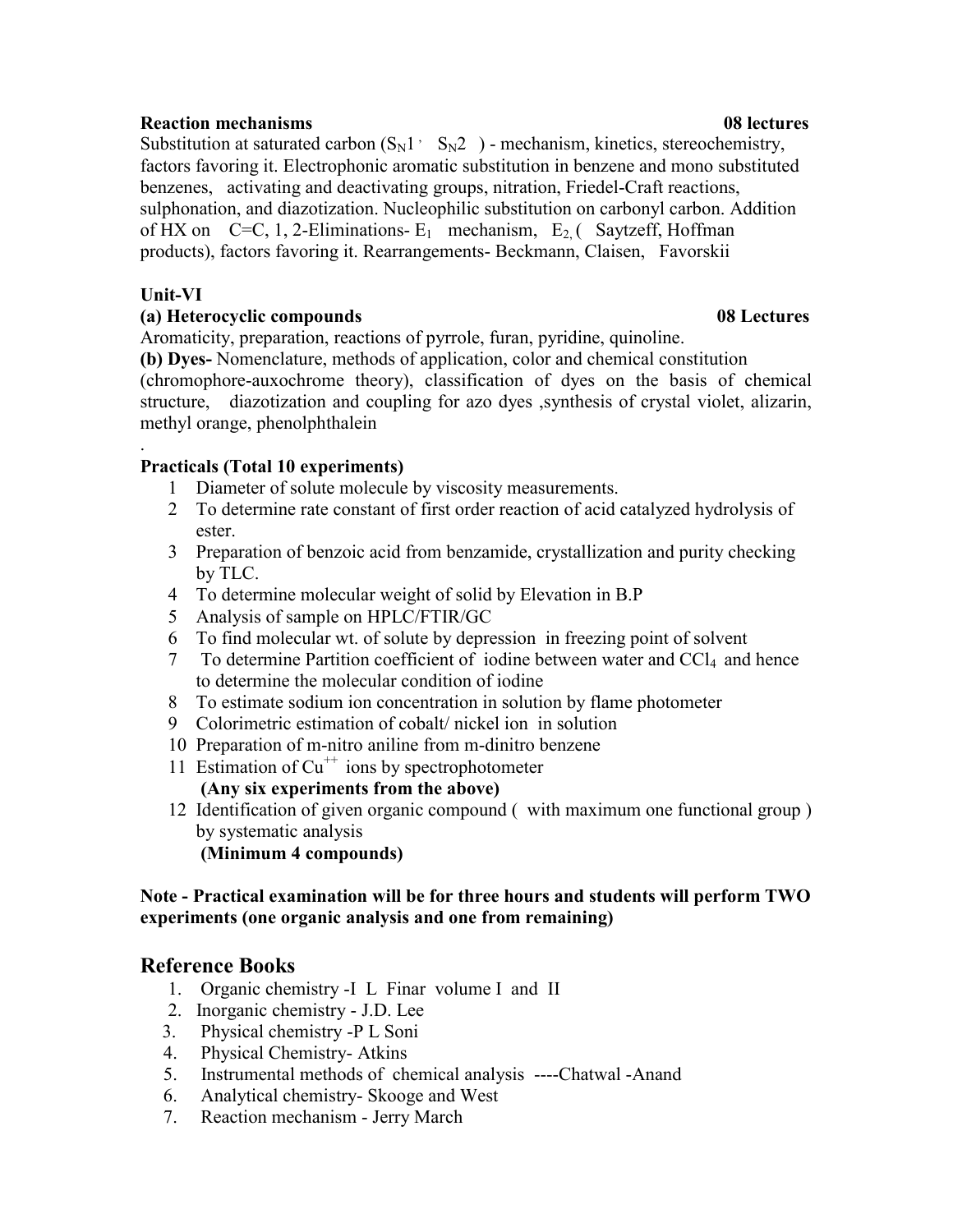**Reaction mechanisms** **08 lectures**

Substitution at saturated carbon ($S_N1$, $S_N2$) - mechanism, kinetics, stereochemistry, factors favoring it. Electrophonic aromatic substitution in benzene and mono substituted benzenes, activating and deactivating groups, nitration, Friedel-Craft reactions, sulphonation, and diazotization. Nucleophilic substitution on carbonyl carbon. Addition of HX on C=C, 1, 2-Eliminations- $E_1$ mechanism, $E_2$, ( Saytzeff, Hoffman products), factors favoring it. Rearrangements- Beckmann, Claisen, Favorskii

**Unit-VI**

**(a) Heterocyclic compounds** **08 Lectures**

Aromaticity, preparation, reactions of pyrrole, furan, pyridine, quinoline.

**(b) Dyes-** Nomenclature, methods of application, color and chemical constitution (chromophore-auxochrome theory), classification of dyes on the basis of chemical structure, diazotization and coupling for azo dyes ,synthesis of crystal violet, alizarin, methyl orange, phenolphthalein

.

**Practicals (Total 10 experiments)**

1. Diameter of solute molecule by viscosity measurements.
2. To determine rate constant of first order reaction of acid catalyzed hydrolysis of ester.
3. Preparation of benzoic acid from benzamide, crystallization and purity checking by TLC.
4. To determine molecular weight of solid by Elevation in B.P
5. Analysis of sample on HPLC/FTIR/GC
6. To find molecular wt. of solute by depression in freezing point of solvent
7. To determine Partition coefficient of iodine between water and $CCl_4$ and hence to determine the molecular condition of iodine
8. To estimate sodium ion concentration in solution by flame photometer
9. Colorimetric estimation of cobalt/ nickel ion in solution
10. Preparation of m-nitro aniline from m-dinitro benzene
11. Estimation of $Cu^{++}$ ions by spectrophotometer
    **(Any six experiments from the above)**
12. Identification of given organic compound ( with maximum one functional group ) by systematic analysis
    **(Minimum 4 compounds)**

**Note - Practical examination will be for three hours and students will perform TWO experiments (one organic analysis and one from remaining)**

## Reference Books

1. Organic chemistry -I L Finar volume I and II
2. Inorganic chemistry - J.D. Lee
3. Physical chemistry -P L Soni
4. Physical Chemistry- Atkins
5. Instrumental methods of chemical analysis ----Chatwal -Anand
6. Analytical chemistry- Skooge and West
7. Reaction mechanism - Jerry March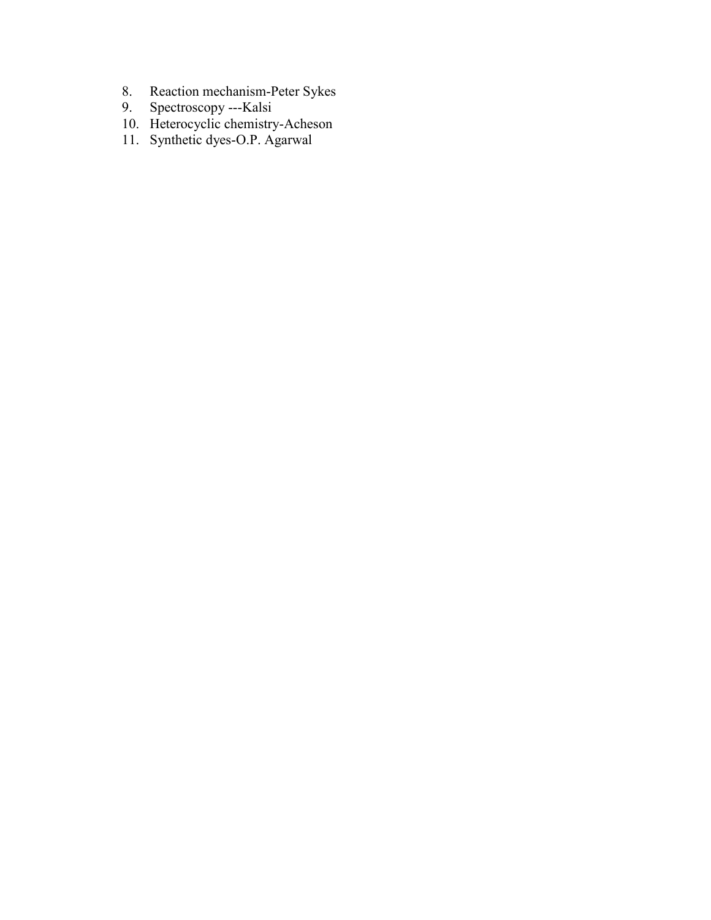8. Reaction mechanism-Peter Sykes
9. Spectroscopy ---Kalsi
10. Heterocyclic chemistry-Acheson
11. Synthetic dyes-O.P. Agarwal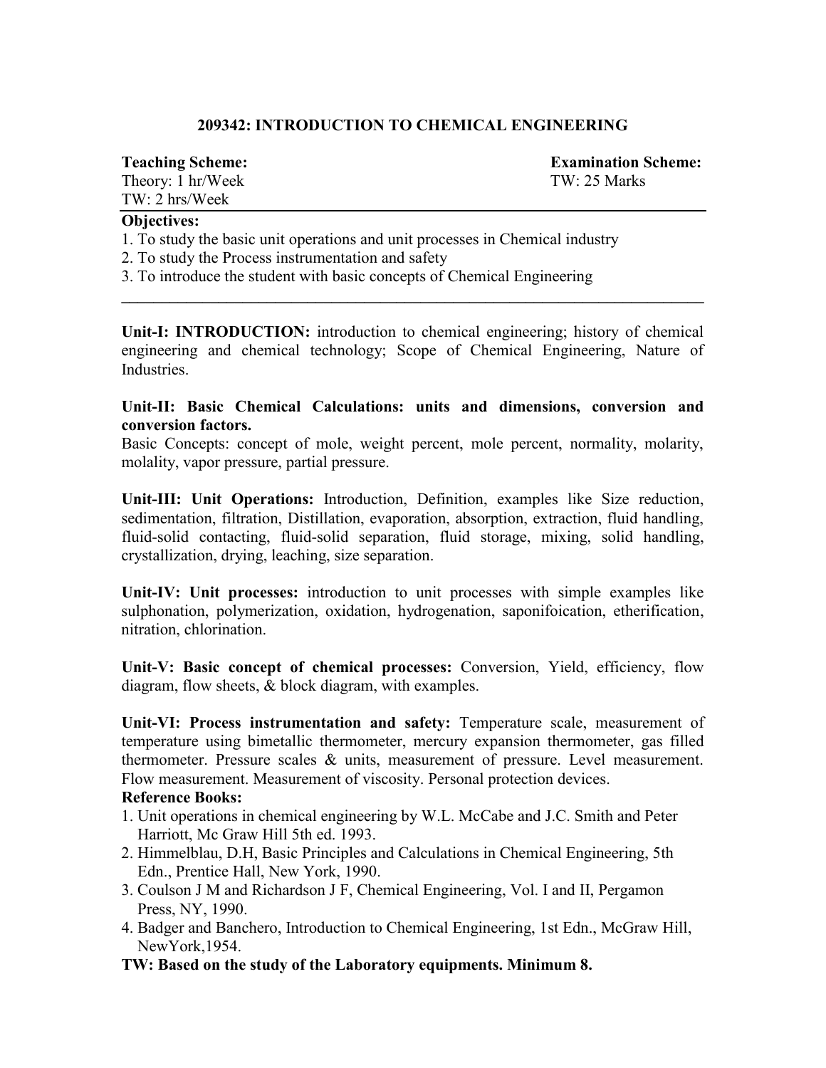## 209342: INTRODUCTION TO CHEMICAL ENGINEERING

**Teaching Scheme:**
Theory: 1 hr/Week
TW: 2 hrs/Week

**Examination Scheme:**
TW: 25 Marks

**Objectives:**

1. To study the basic unit operations and unit processes in Chemical industry
2. To study the Process instrumentation and safety
3. To introduce the student with basic concepts of Chemical Engineering

---

**Unit-I: INTRODUCTION:** introduction to chemical engineering; history of chemical engineering and chemical technology; Scope of Chemical Engineering, Nature of Industries.

**Unit-II: Basic Chemical Calculations: units and dimensions, conversion and conversion factors.**
Basic Concepts: concept of mole, weight percent, mole percent, normality, molarity, molality, vapor pressure, partial pressure.

**Unit-III: Unit Operations:** Introduction, Definition, examples like Size reduction, sedimentation, filtration, Distillation, evaporation, absorption, extraction, fluid handling, fluid-solid contacting, fluid-solid separation, fluid storage, mixing, solid handling, crystallization, drying, leaching, size separation.

**Unit-IV: Unit processes:** introduction to unit processes with simple examples like sulphonation, polymerization, oxidation, hydrogenation, saponifoication, etherification, nitration, chlorination.

**Unit-V: Basic concept of chemical processes:** Conversion, Yield, efficiency, flow diagram, flow sheets, & block diagram, with examples.

**Unit-VI: Process instrumentation and safety:** Temperature scale, measurement of temperature using bimetallic thermometer, mercury expansion thermometer, gas filled thermometer. Pressure scales & units, measurement of pressure. Level measurement. Flow measurement. Measurement of viscosity. Personal protection devices.

**Reference Books:**

1. Unit operations in chemical engineering by W.L. McCabe and J.C. Smith and Peter Harriott, Mc Graw Hill 5th ed. 1993.
2. Himmelblau, D.H, Basic Principles and Calculations in Chemical Engineering, 5th Edn., Prentice Hall, New York, 1990.
3. Coulson J M and Richardson J F, Chemical Engineering, Vol. I and II, Pergamon Press, NY, 1990.
4. Badger and Banchero, Introduction to Chemical Engineering, 1st Edn., McGraw Hill, NewYork,1954.

**TW: Based on the study of the Laboratory equipments. Minimum 8.**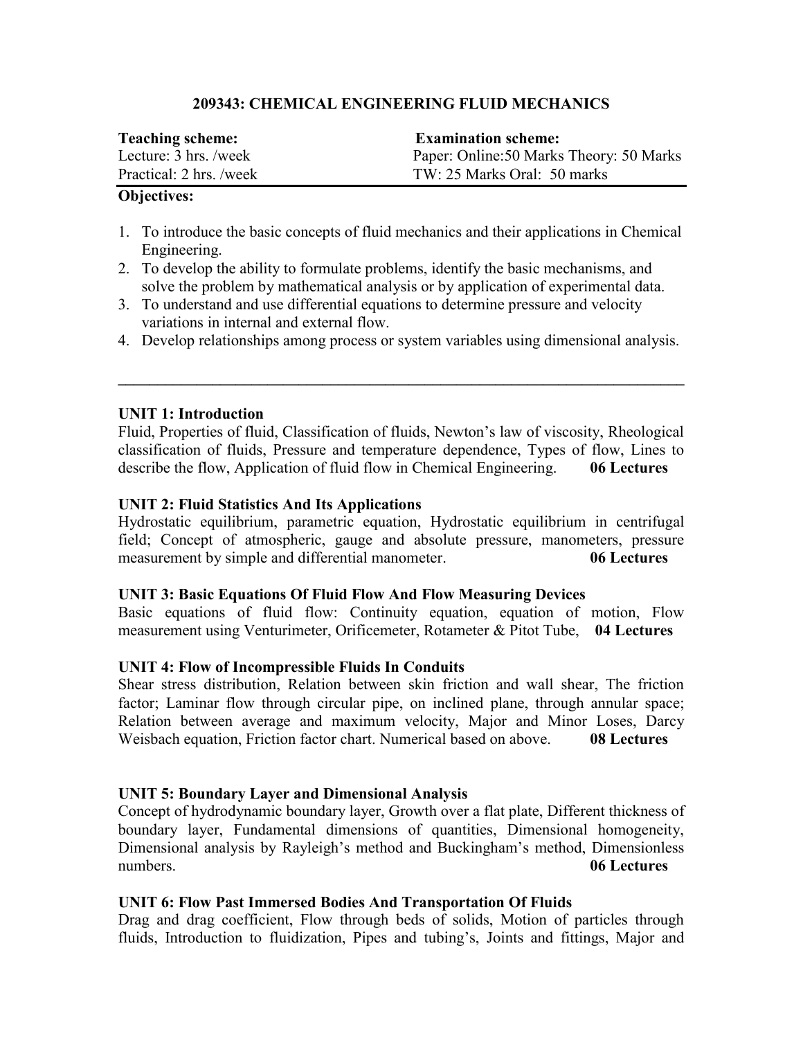## 209343: CHEMICAL ENGINEERING FLUID MECHANICS

| **Teaching scheme:** | **Examination scheme:** |
| --- | --- |
| Lecture: 3 hrs. /week | Paper: Online:50 Marks Theory: 50 Marks |
| Practical: 2 hrs. /week | TW: 25 Marks Oral: 50 marks |

**Objectives:**

1. To introduce the basic concepts of fluid mechanics and their applications in Chemical Engineering.
2. To develop the ability to formulate problems, identify the basic mechanisms, and solve the problem by mathematical analysis or by application of experimental data.
3. To understand and use differential equations to determine pressure and velocity variations in internal and external flow.
4. Develop relationships among process or system variables using dimensional analysis.

---

**UNIT 1: Introduction**

Fluid, Properties of fluid, Classification of fluids, Newton's law of viscosity, Rheological classification of fluids, Pressure and temperature dependence, Types of flow, Lines to describe the flow, Application of fluid flow in Chemical Engineering. **06 Lectures**

**UNIT 2: Fluid Statistics And Its Applications**

Hydrostatic equilibrium, parametric equation, Hydrostatic equilibrium in centrifugal field; Concept of atmospheric, gauge and absolute pressure, manometers, pressure measurement by simple and differential manometer. **06 Lectures**

**UNIT 3: Basic Equations Of Fluid Flow And Flow Measuring Devices**

Basic equations of fluid flow: Continuity equation, equation of motion, Flow measurement using Venturimeter, Orificemeter, Rotameter & Pitot Tube, **04 Lectures**

**UNIT 4: Flow of Incompressible Fluids In Conduits**

Shear stress distribution, Relation between skin friction and wall shear, The friction factor; Laminar flow through circular pipe, on inclined plane, through annular space; Relation between average and maximum velocity, Major and Minor Loses, Darcy Weisbach equation, Friction factor chart. Numerical based on above. **08 Lectures**

**UNIT 5: Boundary Layer and Dimensional Analysis**

Concept of hydrodynamic boundary layer, Growth over a flat plate, Different thickness of boundary layer, Fundamental dimensions of quantities, Dimensional homogeneity, Dimensional analysis by Rayleigh's method and Buckingham's method, Dimensionless numbers. **06 Lectures**

**UNIT 6: Flow Past Immersed Bodies And Transportation Of Fluids**

Drag and drag coefficient, Flow through beds of solids, Motion of particles through fluids, Introduction to fluidization, Pipes and tubing's, Joints and fittings, Major and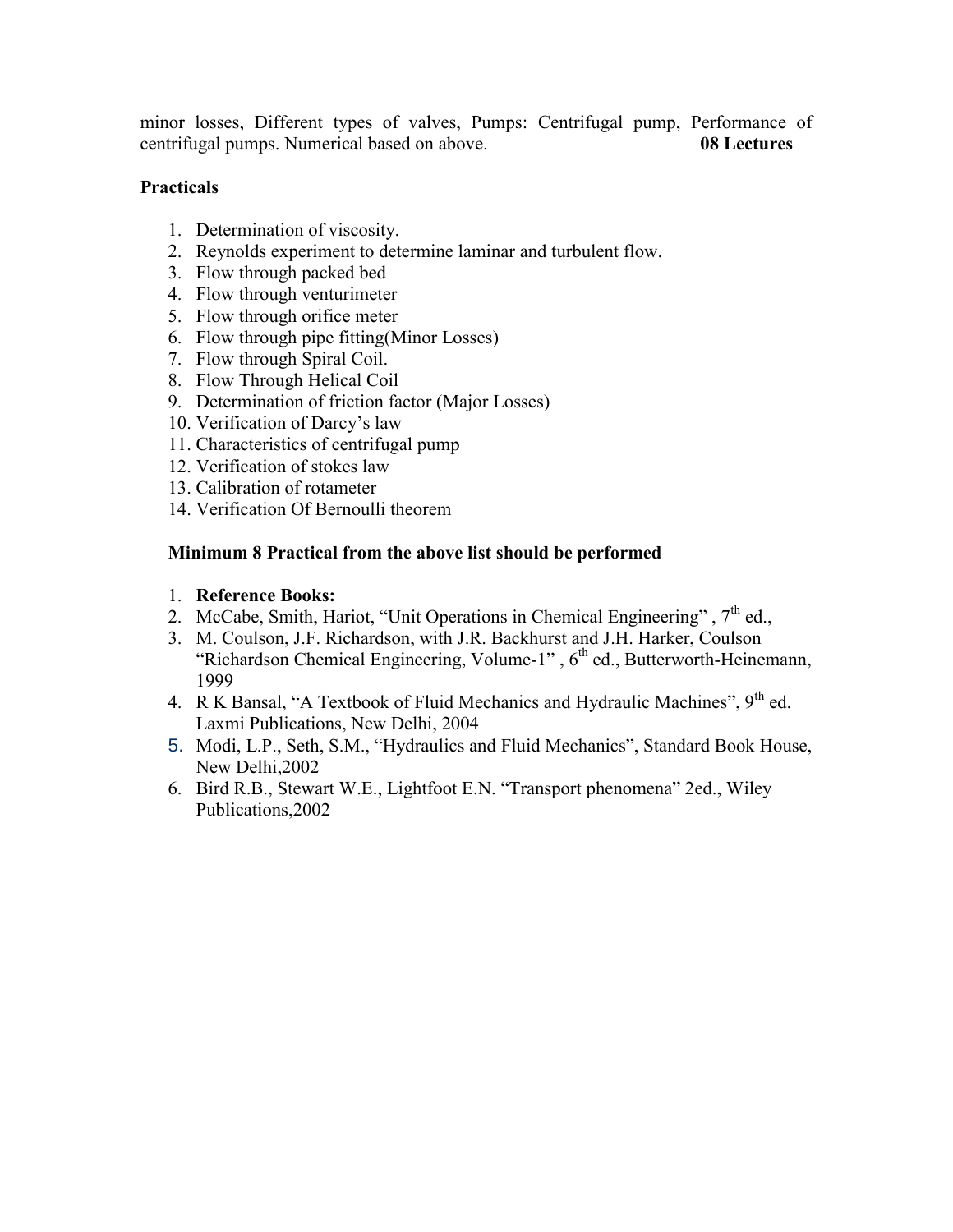minor losses, Different types of valves, Pumps: Centrifugal pump, Performance of centrifugal pumps. Numerical based on above. **08 Lectures**

**Practicals**

1. Determination of viscosity.
2. Reynolds experiment to determine laminar and turbulent flow.
3. Flow through packed bed
4. Flow through venturimeter
5. Flow through orifice meter
6. Flow through pipe fitting(Minor Losses)
7. Flow through Spiral Coil.
8. Flow Through Helical Coil
9. Determination of friction factor (Major Losses)
10. Verification of Darcy's law
11. Characteristics of centrifugal pump
12. Verification of stokes law
13. Calibration of rotameter
14. Verification Of Bernoulli theorem

**Minimum 8 Practical from the above list should be performed**

1. **Reference Books:**
2. McCabe, Smith, Hariot, "Unit Operations in Chemical Engineering" , 7th ed.,
3. M. Coulson, J.F. Richardson, with J.R. Backhurst and J.H. Harker, Coulson "Richardson Chemical Engineering, Volume-1" , 6th ed., Butterworth-Heinemann, 1999
4. R K Bansal, "A Textbook of Fluid Mechanics and Hydraulic Machines", 9th ed. Laxmi Publications, New Delhi, 2004
5. Modi, L.P., Seth, S.M., "Hydraulics and Fluid Mechanics", Standard Book House, New Delhi,2002
6. Bird R.B., Stewart W.E., Lightfoot E.N. "Transport phenomena" 2ed., Wiley Publications,2002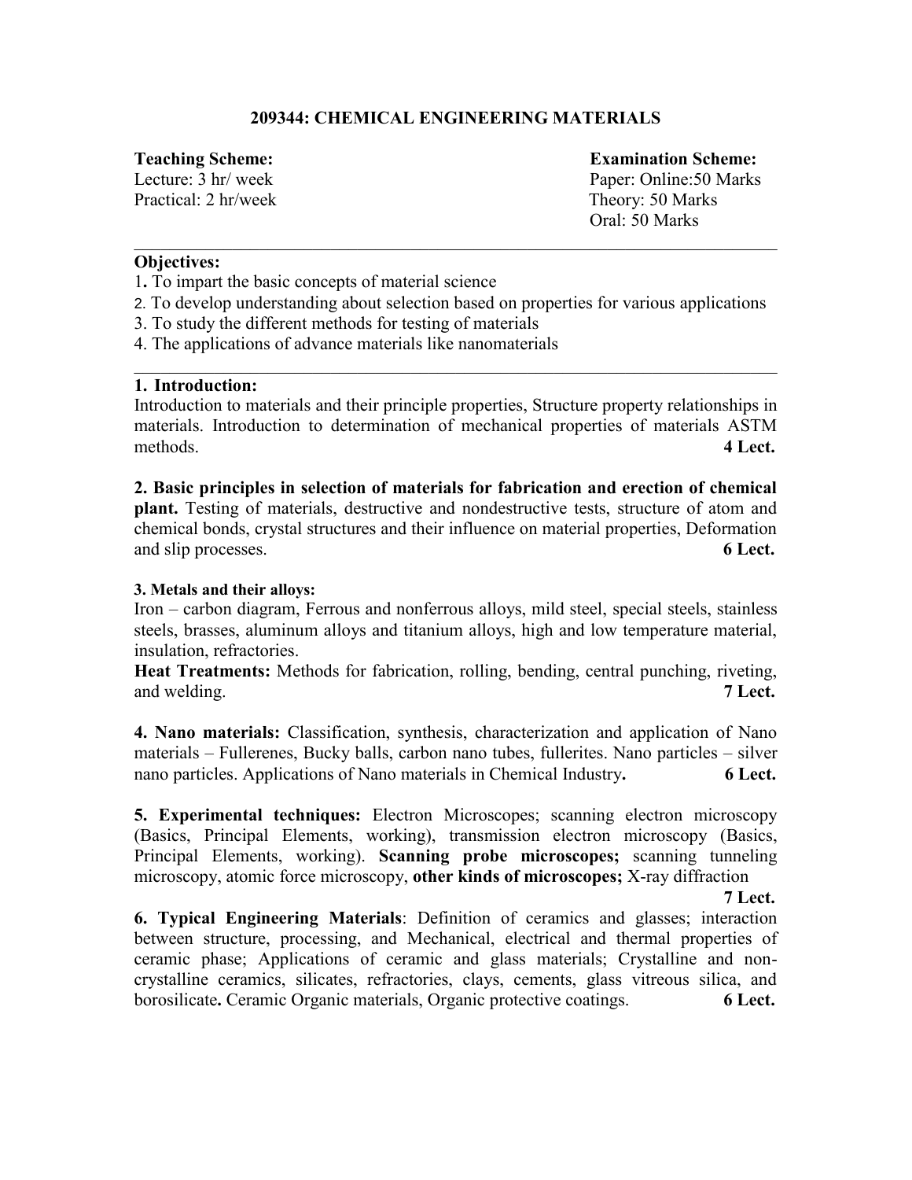## 209344: CHEMICAL ENGINEERING MATERIALS

**Teaching Scheme:**
Lecture: 3 hr/ week
Practical: 2 hr/week

**Examination Scheme:**
Paper: Online:50 Marks
Theory: 50 Marks
Oral: 50 Marks

---

**Objectives:**

1. To impart the basic concepts of material science
2. To develop understanding about selection based on properties for various applications
3. To study the different methods for testing of materials
4. The applications of advance materials like nanomaterials

---

**1. Introduction:**
Introduction to materials and their principle properties, Structure property relationships in materials. Introduction to determination of mechanical properties of materials ASTM methods. **4 Lect.**

**2. Basic principles in selection of materials for fabrication and erection of chemical plant.** Testing of materials, destructive and nondestructive tests, structure of atom and chemical bonds, crystal structures and their influence on material properties, Deformation and slip processes. **6 Lect.**

**3. Metals and their alloys:**
Iron – carbon diagram, Ferrous and nonferrous alloys, mild steel, special steels, stainless steels, brasses, aluminum alloys and titanium alloys, high and low temperature material, insulation, refractories.
**Heat Treatments:** Methods for fabrication, rolling, bending, central punching, riveting, and welding. **7 Lect.**

**4. Nano materials:** Classification, synthesis, characterization and application of Nano materials – Fullerenes, Bucky balls, carbon nano tubes, fullerites. Nano particles – silver nano particles. Applications of Nano materials in Chemical Industry**.** **6 Lect.**

**5. Experimental techniques:** Electron Microscopes; scanning electron microscopy (Basics, Principal Elements, working), transmission electron microscopy (Basics, Principal Elements, working). **Scanning probe microscopes;** scanning tunneling microscopy, atomic force microscopy, **other kinds of microscopes;** X-ray diffraction **7 Lect.**

**6. Typical Engineering Materials**: Definition of ceramics and glasses; interaction between structure, processing, and Mechanical, electrical and thermal properties of ceramic phase; Applications of ceramic and glass materials; Crystalline and non-crystalline ceramics, silicates, refractories, clays, cements, glass vitreous silica, and borosilicate**.** Ceramic Organic materials, Organic protective coatings. **6 Lect.**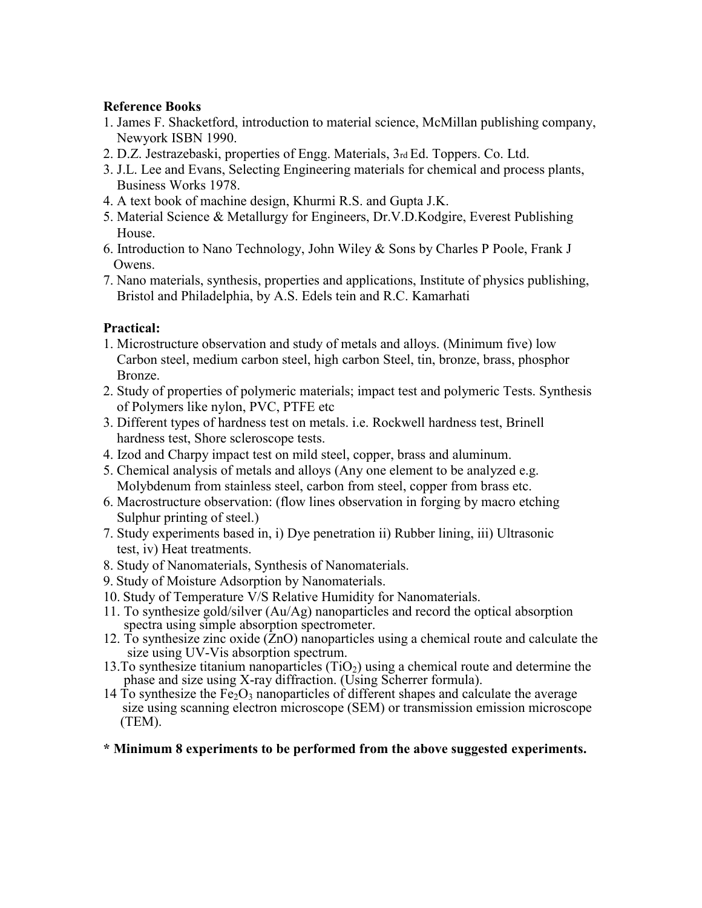**Reference Books**

1. James F. Shacketford, introduction to material science, McMillan publishing company, Newyork ISBN 1990.
2. D.Z. Jestrazebaski, properties of Engg. Materials, 3rd Ed. Toppers. Co. Ltd.
3. J.L. Lee and Evans, Selecting Engineering materials for chemical and process plants, Business Works 1978.
4. A text book of machine design, Khurmi R.S. and Gupta J.K.
5. Material Science & Metallurgy for Engineers, Dr.V.D.Kodgire, Everest Publishing House.
6. Introduction to Nano Technology, John Wiley & Sons by Charles P Poole, Frank J Owens.
7. Nano materials, synthesis, properties and applications, Institute of physics publishing, Bristol and Philadelphia, by A.S. Edels tein and R.C. Kamarhati

**Practical:**

1. Microstructure observation and study of metals and alloys. (Minimum five) low Carbon steel, medium carbon steel, high carbon Steel, tin, bronze, brass, phosphor Bronze.
2. Study of properties of polymeric materials; impact test and polymeric Tests. Synthesis of Polymers like nylon, PVC, PTFE etc
3. Different types of hardness test on metals. i.e. Rockwell hardness test, Brinell hardness test, Shore scleroscope tests.
4. Izod and Charpy impact test on mild steel, copper, brass and aluminum.
5. Chemical analysis of metals and alloys (Any one element to be analyzed e.g. Molybdenum from stainless steel, carbon from steel, copper from brass etc.
6. Macrostructure observation: (flow lines observation in forging by macro etching Sulphur printing of steel.)
7. Study experiments based in, i) Dye penetration ii) Rubber lining, iii) Ultrasonic test, iv) Heat treatments.
8. Study of Nanomaterials, Synthesis of Nanomaterials.
9. Study of Moisture Adsorption by Nanomaterials.
10. Study of Temperature V/S Relative Humidity for Nanomaterials.
11. To synthesize gold/silver (Au/Ag) nanoparticles and record the optical absorption spectra using simple absorption spectrometer.
12. To synthesize zinc oxide (ZnO) nanoparticles using a chemical route and calculate the size using UV-Vis absorption spectrum.
13. To synthesize titanium nanoparticles ($TiO_2$) using a chemical route and determine the phase and size using X-ray diffraction. (Using Scherrer formula).
14. To synthesize the $Fe_2O_3$ nanoparticles of different shapes and calculate the average size using scanning electron microscope (SEM) or transmission emission microscope (TEM).

**\* Minimum 8 experiments to be performed from the above suggested experiments.**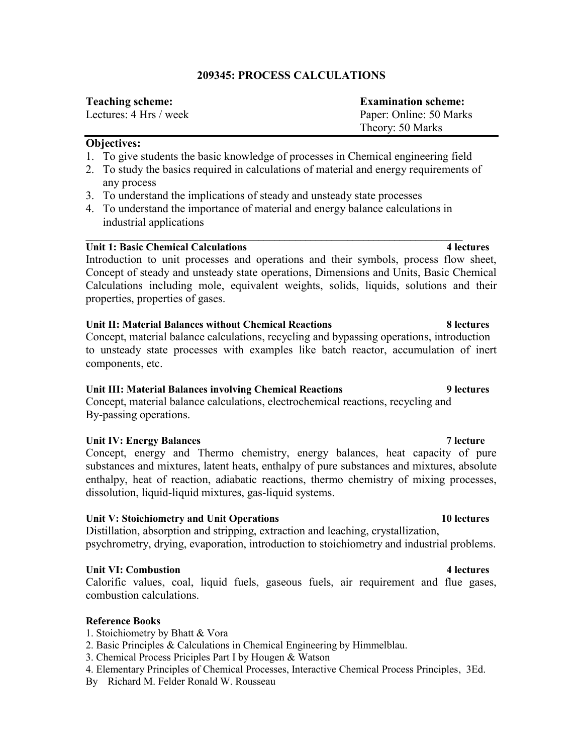# 209345: PROCESS CALCULATIONS

| **Teaching scheme:** | **Examination scheme:** |
| --- | --- |
| Lectures: 4 Hrs / week | Paper: Online: 50 Marks |
| | Theory: 50 Marks |

**Objectives:**

1. To give students the basic knowledge of processes in Chemical engineering field
2. To study the basics required in calculations of material and energy requirements of any process
3. To understand the implications of steady and unsteady state processes
4. To understand the importance of material and energy balance calculations in industrial applications

---

**Unit 1: Basic Chemical Calculations** **4 lectures**

Introduction to unit processes and operations and their symbols, process flow sheet, Concept of steady and unsteady state operations, Dimensions and Units, Basic Chemical Calculations including mole, equivalent weights, solids, liquids, solutions and their properties, properties of gases.

**Unit II: Material Balances without Chemical Reactions** **8 lectures**

Concept, material balance calculations, recycling and bypassing operations, introduction to unsteady state processes with examples like batch reactor, accumulation of inert components, etc.

**Unit III: Material Balances involving Chemical Reactions** **9 lectures**

Concept, material balance calculations, electrochemical reactions, recycling and By-passing operations.

**Unit IV: Energy Balances** **7 lecture**

Concept, energy and Thermo chemistry, energy balances, heat capacity of pure substances and mixtures, latent heats, enthalpy of pure substances and mixtures, absolute enthalpy, heat of reaction, adiabatic reactions, thermo chemistry of mixing processes, dissolution, liquid-liquid mixtures, gas-liquid systems.

**Unit V: Stoichiometry and Unit Operations** **10 lectures**

Distillation, absorption and stripping, extraction and leaching, crystallization, psychrometry, drying, evaporation, introduction to stoichiometry and industrial problems.

**Unit VI: Combustion** **4 lectures**

Calorific values, coal, liquid fuels, gaseous fuels, air requirement and flue gases, combustion calculations.

**Reference Books**

1. Stoichiometry by Bhatt & Vora
2. Basic Principles & Calculations in Chemical Engineering by Himmelblau.
3. Chemical Process Priciples Part I by Hougen & Watson
4. Elementary Principles of Chemical Processes, Interactive Chemical Process Principles, 3Ed. By Richard M. Felder Ronald W. Rousseau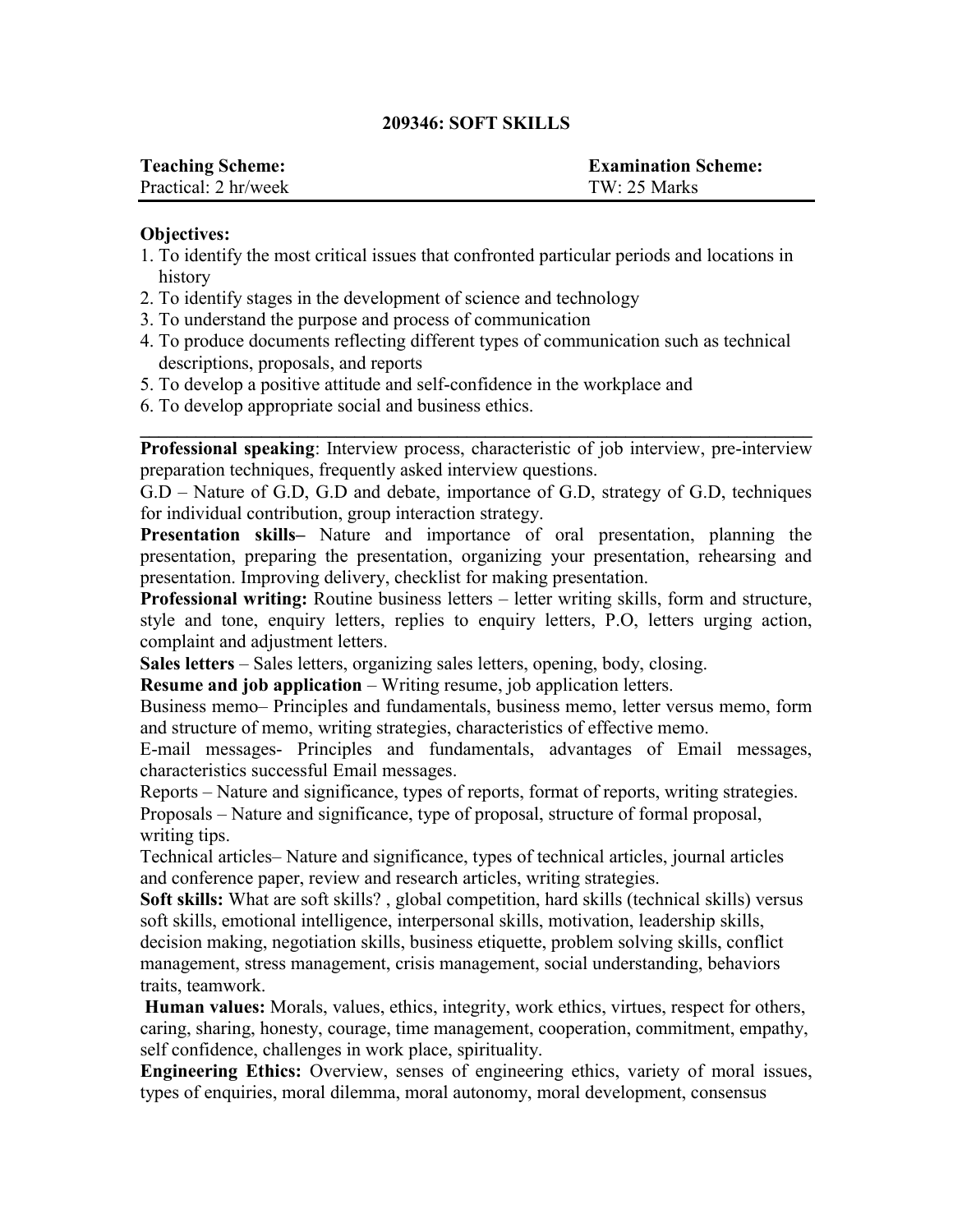## 209346: SOFT SKILLS

| **Teaching Scheme:** | **Examination Scheme:** |
|---|---|
| Practical: 2 hr/week | TW: 25 Marks |

**Objectives:**

1. To identify the most critical issues that confronted particular periods and locations in history
2. To identify stages in the development of science and technology
3. To understand the purpose and process of communication
4. To produce documents reflecting different types of communication such as technical descriptions, proposals, and reports
5. To develop a positive attitude and self-confidence in the workplace and
6. To develop appropriate social and business ethics.

---

**Professional speaking**: Interview process, characteristic of job interview, pre-interview preparation techniques, frequently asked interview questions.

G.D – Nature of G.D, G.D and debate, importance of G.D, strategy of G.D, techniques for individual contribution, group interaction strategy.

**Presentation skills–** Nature and importance of oral presentation, planning the presentation, preparing the presentation, organizing your presentation, rehearsing and presentation. Improving delivery, checklist for making presentation.

**Professional writing:** Routine business letters – letter writing skills, form and structure, style and tone, enquiry letters, replies to enquiry letters, P.O, letters urging action, complaint and adjustment letters.

**Sales letters** – Sales letters, organizing sales letters, opening, body, closing.

**Resume and job application** – Writing resume, job application letters.

Business memo– Principles and fundamentals, business memo, letter versus memo, form and structure of memo, writing strategies, characteristics of effective memo.

E-mail messages- Principles and fundamentals, advantages of Email messages, characteristics successful Email messages.

Reports – Nature and significance, types of reports, format of reports, writing strategies.

Proposals – Nature and significance, type of proposal, structure of formal proposal, writing tips.

Technical articles– Nature and significance, types of technical articles, journal articles and conference paper, review and research articles, writing strategies.

**Soft skills:** What are soft skills? , global competition, hard skills (technical skills) versus soft skills, emotional intelligence, interpersonal skills, motivation, leadership skills, decision making, negotiation skills, business etiquette, problem solving skills, conflict management, stress management, crisis management, social understanding, behaviors traits, teamwork.

**Human values:** Morals, values, ethics, integrity, work ethics, virtues, respect for others, caring, sharing, honesty, courage, time management, cooperation, commitment, empathy, self confidence, challenges in work place, spirituality.

**Engineering Ethics:** Overview, senses of engineering ethics, variety of moral issues, types of enquiries, moral dilemma, moral autonomy, moral development, consensus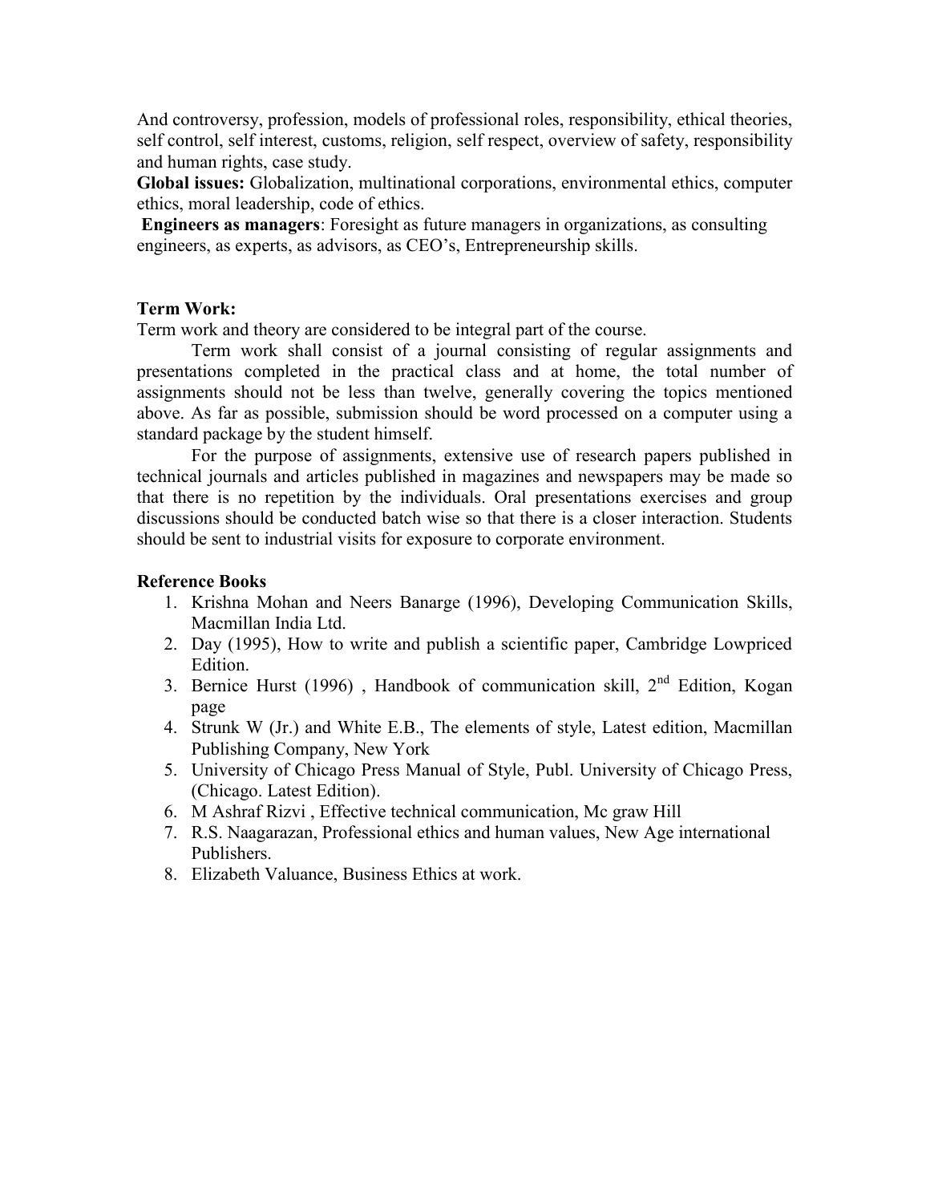And controversy, profession, models of professional roles, responsibility, ethical theories, self control, self interest, customs, religion, self respect, overview of safety, responsibility and human rights, case study.

**Global issues:** Globalization, multinational corporations, environmental ethics, computer ethics, moral leadership, code of ethics.

**Engineers as managers**: Foresight as future managers in organizations, as consulting engineers, as experts, as advisors, as CEO's, Entrepreneurship skills.

### Term Work:

Term work and theory are considered to be integral part of the course.

Term work shall consist of a journal consisting of regular assignments and presentations completed in the practical class and at home, the total number of assignments should not be less than twelve, generally covering the topics mentioned above. As far as possible, submission should be word processed on a computer using a standard package by the student himself.

For the purpose of assignments, extensive use of research papers published in technical journals and articles published in magazines and newspapers may be made so that there is no repetition by the individuals. Oral presentations exercises and group discussions should be conducted batch wise so that there is a closer interaction. Students should be sent to industrial visits for exposure to corporate environment.

### Reference Books

1. Krishna Mohan and Neers Banarge (1996), Developing Communication Skills, Macmillan India Ltd.
2. Day (1995), How to write and publish a scientific paper, Cambridge Lowpriced Edition.
3. Bernice Hurst (1996) , Handbook of communication skill, 2nd Edition, Kogan page
4. Strunk W (Jr.) and White E.B., The elements of style, Latest edition, Macmillan Publishing Company, New York
5. University of Chicago Press Manual of Style, Publ. University of Chicago Press, (Chicago. Latest Edition).
6. M Ashraf Rizvi , Effective technical communication, Mc graw Hill
7. R.S. Naagarazan, Professional ethics and human values, New Age international Publishers.
8. Elizabeth Valuance, Business Ethics at work.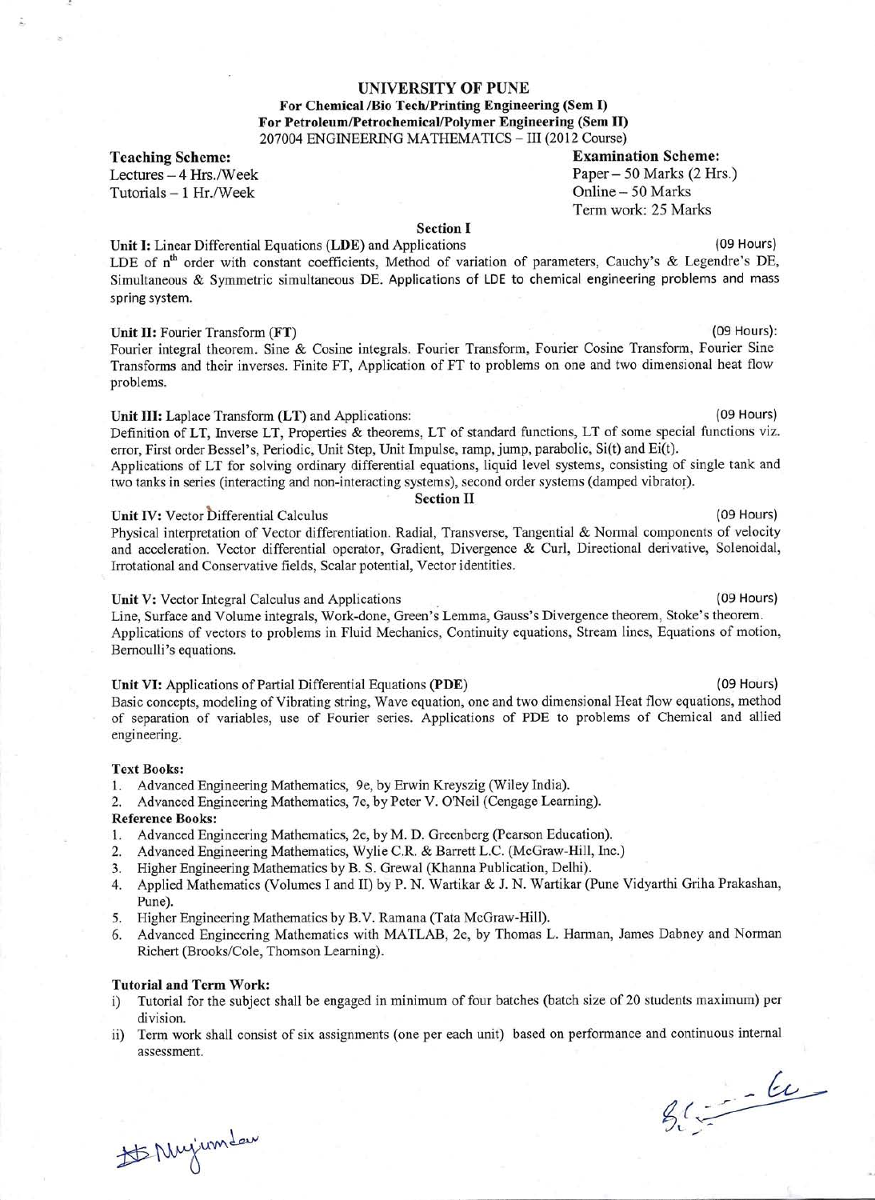# UNIVERSITY OF PUNE

**For Chemical /Bio Tech/Printing Engineering (Sem I)**
**For Petroleum/Petrochemical/Polymer Engineering (Sem II)**
207004 ENGINEERING MATHEMATICS – III (2012 Course)

**Teaching Scheme:**
Lectures – 4 Hrs./Week
Tutorials – 1 Hr./Week

**Examination Scheme:**
Paper – 50 Marks (2 Hrs.)
Online – 50 Marks
Term work: 25 Marks

## Section I

**Unit I:** Linear Differential Equations (**LDE**) and Applications (09 Hours)

LDE of $n^{th}$ order with constant coefficients, Method of variation of parameters, Cauchy's & Legendre's DE, Simultaneous & Symmetric simultaneous DE. Applications of LDE to chemical engineering problems and mass spring system.

**Unit II:** Fourier Transform (**FT**) (09 Hours):

Fourier integral theorem. Sine & Cosine integrals. Fourier Transform, Fourier Cosine Transform, Fourier Sine Transforms and their inverses. Finite FT, Application of FT to problems on one and two dimensional heat flow problems.

**Unit III:** Laplace Transform (**LT**) and Applications: (09 Hours)

Definition of LT, Inverse LT, Properties & theorems, LT of standard functions, LT of some special functions viz. error, First order Bessel's, Periodic, Unit Step, Unit Impulse, ramp, jump, parabolic, Si(t) and Ei(t).
Applications of LT for solving ordinary differential equations, liquid level systems, consisting of single tank and two tanks in series (interacting and non-interacting systems), second order systems (damped vibrator).

## Section II

**Unit IV:** Vector Differential Calculus (09 Hours)

Physical interpretation of Vector differentiation. Radial, Transverse, Tangential & Normal components of velocity and acceleration. Vector differential operator, Gradient, Divergence & Curl, Directional derivative, Solenoidal, Irrotational and Conservative fields, Scalar potential, Vector identities.

**Unit V:** Vector Integral Calculus and Applications (09 Hours)

Line, Surface and Volume integrals, Work-done, Green's Lemma, Gauss's Divergence theorem, Stoke's theorem. Applications of vectors to problems in Fluid Mechanics, Continuity equations, Stream lines, Equations of motion, Bernoulli's equations.

**Unit VI:** Applications of Partial Differential Equations (**PDE**) (09 Hours)

Basic concepts, modeling of Vibrating string, Wave equation, one and two dimensional Heat flow equations, method of separation of variables, use of Fourier series. Applications of PDE to problems of Chemical and allied engineering.

**Text Books:**

1. Advanced Engineering Mathematics, 9e, by Erwin Kreyszig (Wiley India).
2. Advanced Engineering Mathematics, 7e, by Peter V. O'Neil (Cengage Learning).

**Reference Books:**

1. Advanced Engineering Mathematics, 2e, by M. D. Greenberg (Pearson Education).
2. Advanced Engineering Mathematics, Wylie C.R. & Barrett L.C. (McGraw-Hill, Inc.)
3. Higher Engineering Mathematics by B. S. Grewal (Khanna Publication, Delhi).
4. Applied Mathematics (Volumes I and II) by P. N. Wartikar & J. N. Wartikar (Pune Vidyarthi Griha Prakashan, Pune).
5. Higher Engineering Mathematics by B.V. Ramana (Tata McGraw-Hill).
6. Advanced Engineering Mathematics with MATLAB, 2e, by Thomas L. Harman, James Dabney and Norman Richert (Brooks/Cole, Thomson Learning).

**Tutorial and Term Work:**

i) Tutorial for the subject shall be engaged in minimum of four batches (batch size of 20 students maximum) per division.
ii) Term work shall consist of six assignments (one per each unit) based on performance and continuous internal assessment.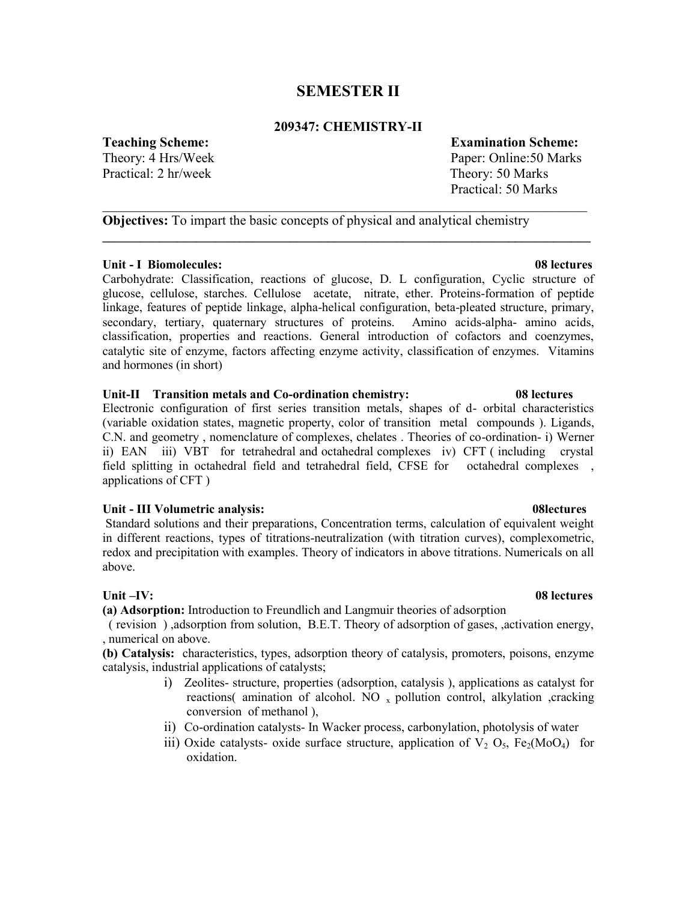# SEMESTER II

## 209347: CHEMISTRY-II

**Teaching Scheme:**
Theory: 4 Hrs/Week
Practical: 2 hr/week

**Examination Scheme:**
Paper: Online:50 Marks
Theory: 50 Marks
Practical: 50 Marks

---

**Objectives:** To impart the basic concepts of physical and analytical chemistry

---

**Unit - I Biomolecules: 08 lectures**

Carbohydrate: Classification, reactions of glucose, D. L configuration, Cyclic structure of glucose, cellulose, starches. Cellulose acetate, nitrate, ether. Proteins-formation of peptide linkage, features of peptide linkage, alpha-helical configuration, beta-pleated structure, primary, secondary, tertiary, quaternary structures of proteins. Amino acids-alpha- amino acids, classification, properties and reactions. General introduction of cofactors and coenzymes, catalytic site of enzyme, factors affecting enzyme activity, classification of enzymes. Vitamins and hormones (in short)

**Unit-II Transition metals and Co-ordination chemistry: 08 lectures**

Electronic configuration of first series transition metals, shapes of d- orbital characteristics (variable oxidation states, magnetic property, color of transition metal compounds ). Ligands, C.N. and geometry , nomenclature of complexes, chelates . Theories of co-ordination- i) Werner ii) EAN iii) VBT for tetrahedral and octahedral complexes iv) CFT ( including crystal field splitting in octahedral field and tetrahedral field, CFSE for octahedral complexes , applications of CFT )

**Unit - III Volumetric analysis: 08lectures**

Standard solutions and their preparations, Concentration terms, calculation of equivalent weight in different reactions, types of titrations-neutralization (with titration curves), complexometric, redox and precipitation with examples. Theory of indicators in above titrations. Numericals on all above.

**Unit –IV: 08 lectures**

**(a) Adsorption:** Introduction to Freundlich and Langmuir theories of adsorption ( revision ) ,adsorption from solution, B.E.T. Theory of adsorption of gases, ,activation energy, , numerical on above.

**(b) Catalysis:** characteristics, types, adsorption theory of catalysis, promoters, poisons, enzyme catalysis, industrial applications of catalysts;

i) Zeolites- structure, properties (adsorption, catalysis ), applications as catalyst for reactions( amination of alcohol. $NO_x$ pollution control, alkylation ,cracking conversion of methanol ),

ii) Co-ordination catalysts- In Wacker process, carbonylation, photolysis of water

iii) Oxide catalysts- oxide surface structure, application of $V_2O_5$, $Fe_2(MoO_4)$ for oxidation.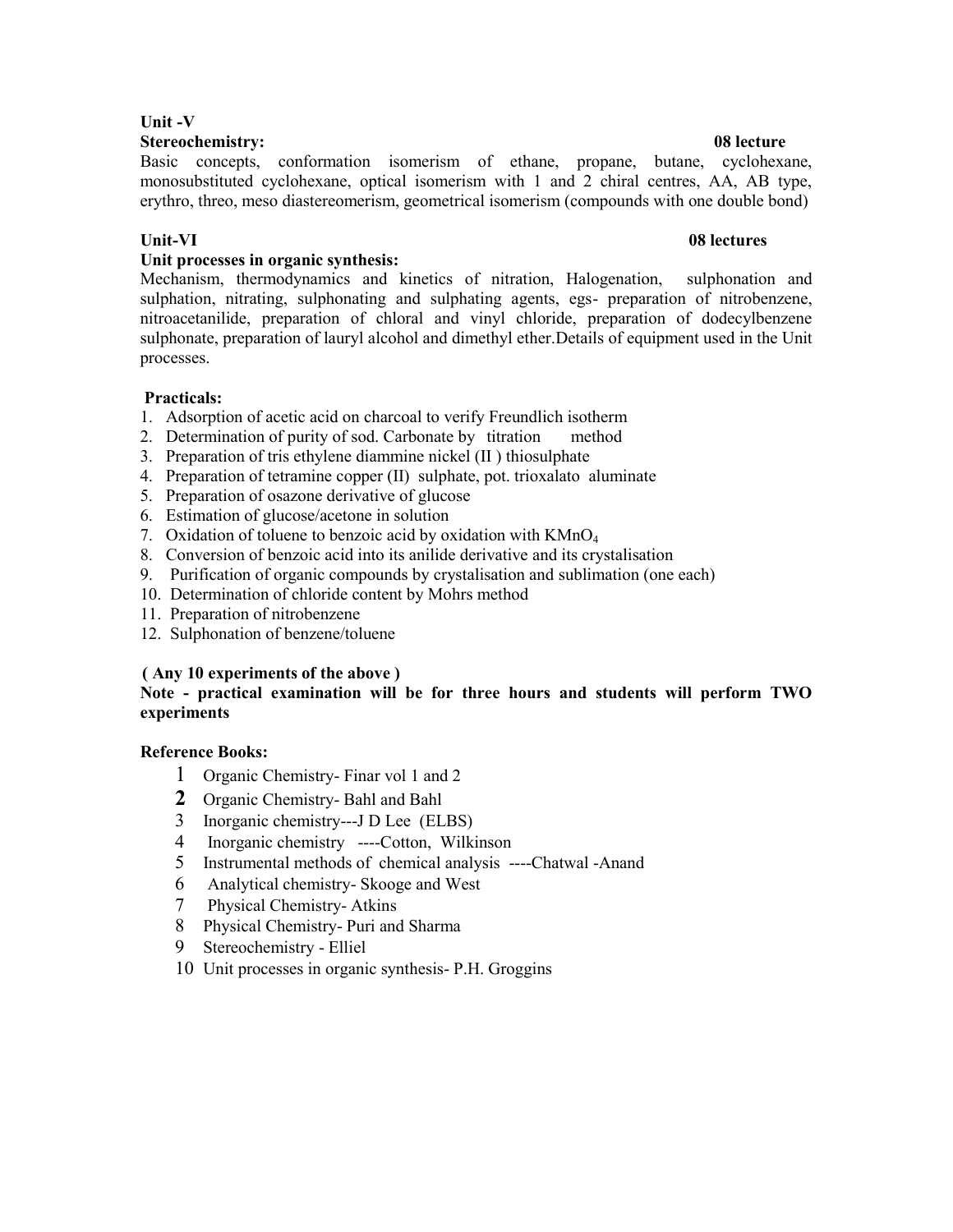**Unit -V**

**Stereochemistry: 08 lecture**

Basic concepts, conformation isomerism of ethane, propane, butane, cyclohexane, monosubstituted cyclohexane, optical isomerism with 1 and 2 chiral centres, AA, AB type, erythro, threo, meso diastereomerism, geometrical isomerism (compounds with one double bond)

**Unit-VI 08 lectures**

**Unit processes in organic synthesis:**

Mechanism, thermodynamics and kinetics of nitration, Halogenation, sulphonation and sulphation, nitrating, sulphonating and sulphating agents, egs- preparation of nitrobenzene, nitroacetanilide, preparation of chloral and vinyl chloride, preparation of dodecylbenzene sulphonate, preparation of lauryl alcohol and dimethyl ether.Details of equipment used in the Unit processes.

**Practicals:**

1. Adsorption of acetic acid on charcoal to verify Freundlich isotherm
2. Determination of purity of sod. Carbonate by titration method
3. Preparation of tris ethylene diammine nickel (II ) thiosulphate
4. Preparation of tetramine copper (II) sulphate, pot. trioxalato aluminate
5. Preparation of osazone derivative of glucose
6. Estimation of glucose/acetone in solution
7. Oxidation of toluene to benzoic acid by oxidation with $KMnO_4$
8. Conversion of benzoic acid into its anilide derivative and its crystalisation
9. Purification of organic compounds by crystalisation and sublimation (one each)
10. Determination of chloride content by Mohrs method
11. Preparation of nitrobenzene
12. Sulphonation of benzene/toluene

**( Any 10 experiments of the above )**

**Note - practical examination will be for three hours and students will perform TWO experiments**

**Reference Books:**

1. Organic Chemistry- Finar vol 1 and 2
2. Organic Chemistry- Bahl and Bahl
3. Inorganic chemistry---J D Lee (ELBS)
4. Inorganic chemistry ----Cotton, Wilkinson
5. Instrumental methods of chemical analysis ----Chatwal -Anand
6. Analytical chemistry- Skooge and West
7. Physical Chemistry- Atkins
8. Physical Chemistry- Puri and Sharma
9. Stereochemistry - Elliel
10. Unit processes in organic synthesis- P.H. Groggins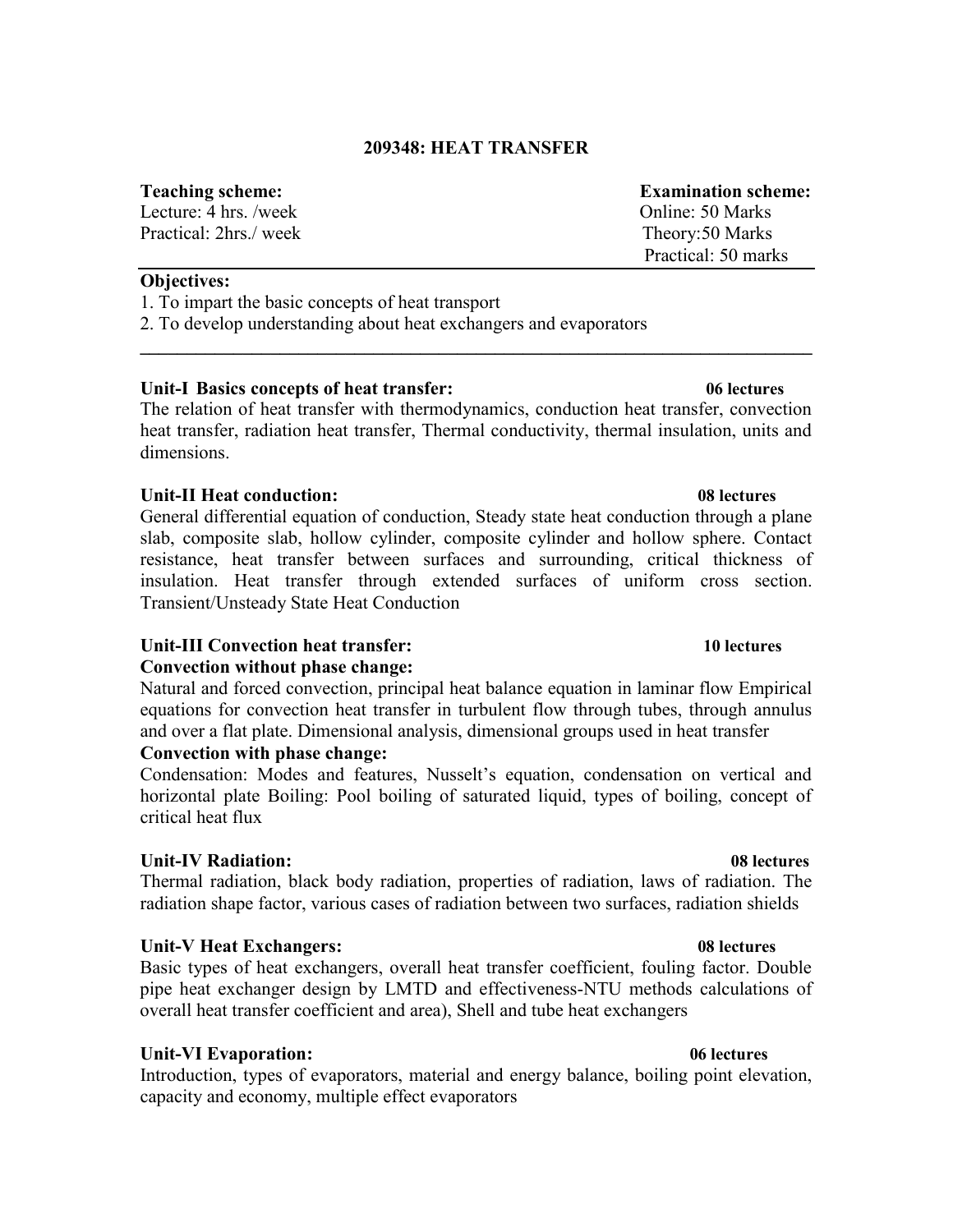## 209348: HEAT TRANSFER

| **Teaching scheme:** | **Examination scheme:** |
|---|---|
| Lecture: 4 hrs. /week | Online: 50 Marks |
| Practical: 2hrs./ week | Theory:50 Marks |
| | Practical: 50 marks |

**Objectives:**

1. To impart the basic concepts of heat transport
2. To develop understanding about heat exchangers and evaporators

**Unit-I Basics concepts of heat transfer:** **06 lectures**

The relation of heat transfer with thermodynamics, conduction heat transfer, convection heat transfer, radiation heat transfer, Thermal conductivity, thermal insulation, units and dimensions.

**Unit-II Heat conduction:** **08 lectures**

General differential equation of conduction, Steady state heat conduction through a plane slab, composite slab, hollow cylinder, composite cylinder and hollow sphere. Contact resistance, heat transfer between surfaces and surrounding, critical thickness of insulation. Heat transfer through extended surfaces of uniform cross section. Transient/Unsteady State Heat Conduction

**Unit-III Convection heat transfer:** **10 lectures**

**Convection without phase change:**

Natural and forced convection, principal heat balance equation in laminar flow Empirical equations for convection heat transfer in turbulent flow through tubes, through annulus and over a flat plate. Dimensional analysis, dimensional groups used in heat transfer

**Convection with phase change:**

Condensation: Modes and features, Nusselt's equation, condensation on vertical and horizontal plate Boiling: Pool boiling of saturated liquid, types of boiling, concept of critical heat flux

**Unit-IV Radiation:** **08 lectures**

Thermal radiation, black body radiation, properties of radiation, laws of radiation. The radiation shape factor, various cases of radiation between two surfaces, radiation shields

**Unit-V Heat Exchangers:** **08 lectures**

Basic types of heat exchangers, overall heat transfer coefficient, fouling factor. Double pipe heat exchanger design by LMTD and effectiveness-NTU methods calculations of overall heat transfer coefficient and area), Shell and tube heat exchangers

**Unit-VI Evaporation:** **06 lectures**

Introduction, types of evaporators, material and energy balance, boiling point elevation, capacity and economy, multiple effect evaporators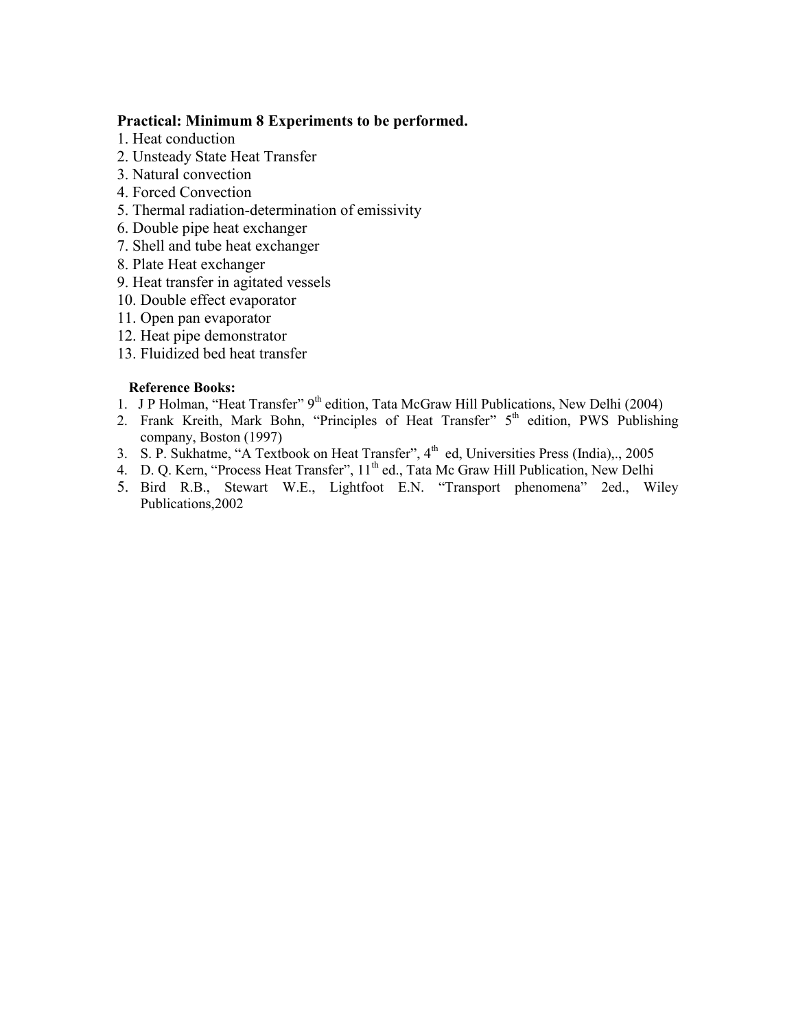**Practical: Minimum 8 Experiments to be performed.**

1. Heat conduction
2. Unsteady State Heat Transfer
3. Natural convection
4. Forced Convection
5. Thermal radiation-determination of emissivity
6. Double pipe heat exchanger
7. Shell and tube heat exchanger
8. Plate Heat exchanger
9. Heat transfer in agitated vessels
10. Double effect evaporator
11. Open pan evaporator
12. Heat pipe demonstrator
13. Fluidized bed heat transfer

**Reference Books:**

1. J P Holman, "Heat Transfer" 9th edition, Tata McGraw Hill Publications, New Delhi (2004)
2. Frank Kreith, Mark Bohn, "Principles of Heat Transfer" 5th edition, PWS Publishing company, Boston (1997)
3. S. P. Sukhatme, "A Textbook on Heat Transfer", 4th ed, Universities Press (India),., 2005
4. D. Q. Kern, "Process Heat Transfer", 11th ed., Tata Mc Graw Hill Publication, New Delhi
5. Bird R.B., Stewart W.E., Lightfoot E.N. "Transport phenomena" 2ed., Wiley Publications,2002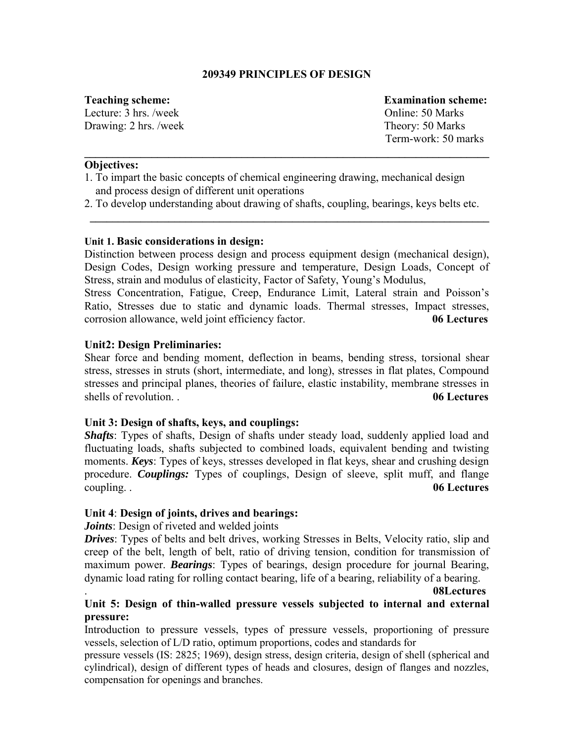## 209349 PRINCIPLES OF DESIGN

| **Teaching scheme:** | **Examination scheme:** |
|---|---|
| Lecture: 3 hrs. /week | Online: 50 Marks |
| Drawing: 2 hrs. /week | Theory: 50 Marks |
| | Term-work: 50 marks |

---

**Objectives:**

1. To impart the basic concepts of chemical engineering drawing, mechanical design and process design of different unit operations
2. To develop understanding about drawing of shafts, coupling, bearings, keys belts etc.

---

**Unit 1. Basic considerations in design:**

Distinction between process design and process equipment design (mechanical design), Design Codes, Design working pressure and temperature, Design Loads, Concept of Stress, strain and modulus of elasticity, Factor of Safety, Young's Modulus,
Stress Concentration, Fatigue, Creep, Endurance Limit, Lateral strain and Poisson's Ratio, Stresses due to static and dynamic loads. Thermal stresses, Impact stresses, corrosion allowance, weld joint efficiency factor. **06 Lectures**

**Unit2: Design Preliminaries:**

Shear force and bending moment, deflection in beams, bending stress, torsional shear stress, stresses in struts (short, intermediate, and long), stresses in flat plates, Compound stresses and principal planes, theories of failure, elastic instability, membrane stresses in shells of revolution. . **06 Lectures**

**Unit 3: Design of shafts, keys, and couplings:**

***Shafts***: Types of shafts, Design of shafts under steady load, suddenly applied load and fluctuating loads, shafts subjected to combined loads, equivalent bending and twisting moments. ***Keys***: Types of keys, stresses developed in flat keys, shear and crushing design procedure. ***Couplings:*** Types of couplings, Design of sleeve, split muff, and flange coupling. . **06 Lectures**

**Unit 4**: **Design of joints, drives and bearings:**

***Joints***: Design of riveted and welded joints

***Drives***: Types of belts and belt drives, working Stresses in Belts, Velocity ratio, slip and creep of the belt, length of belt, ratio of driving tension, condition for transmission of maximum power. ***Bearings***: Types of bearings, design procedure for journal Bearing, dynamic load rating for rolling contact bearing, life of a bearing, reliability of a bearing.
. **08Lectures**

**Unit 5: Design of thin-walled pressure vessels subjected to internal and external pressure:**

Introduction to pressure vessels, types of pressure vessels, proportioning of pressure vessels, selection of L/D ratio, optimum proportions, codes and standards for pressure vessels (IS: 2825; 1969), design stress, design criteria, design of shell (spherical and cylindrical), design of different types of heads and closures, design of flanges and nozzles, compensation for openings and branches.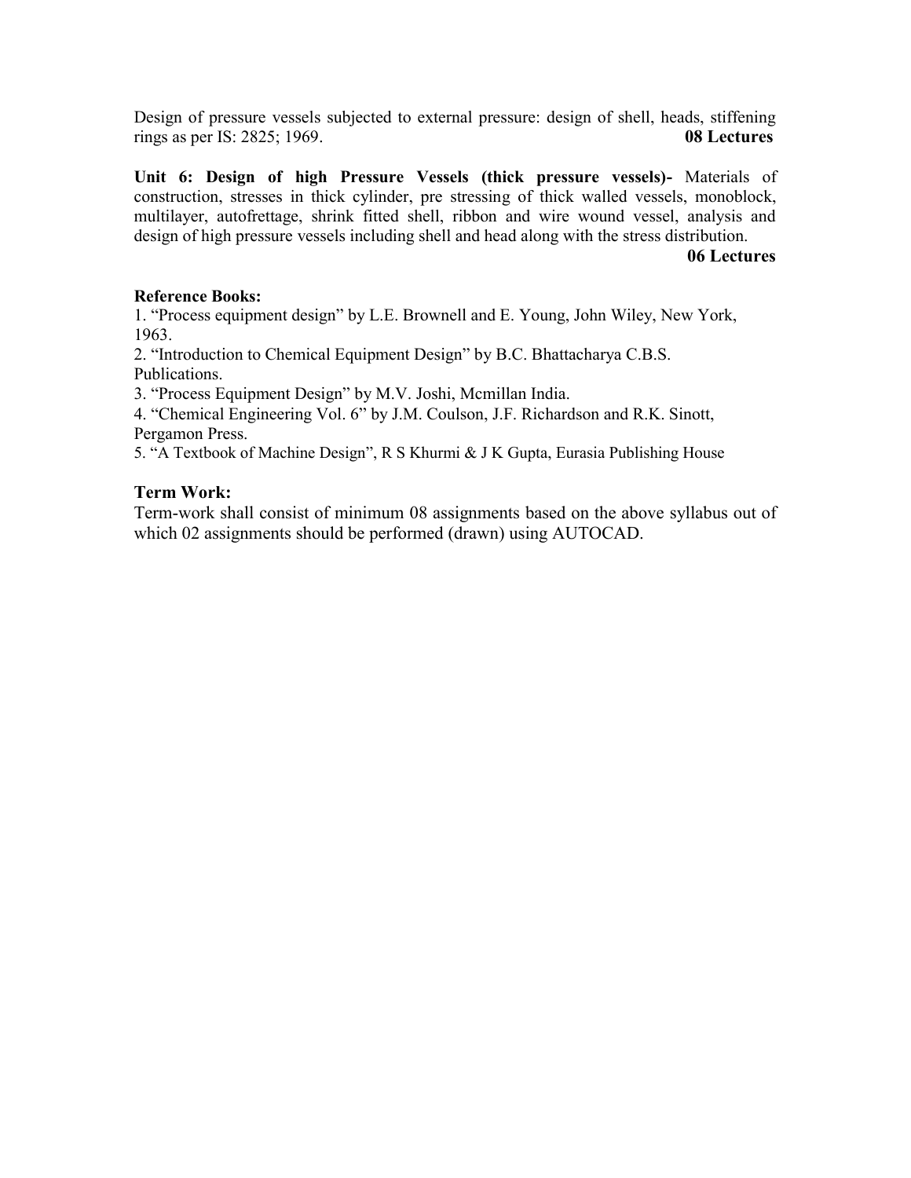Design of pressure vessels subjected to external pressure: design of shell, heads, stiffening rings as per IS: 2825; 1969. **08 Lectures**

**Unit 6: Design of high Pressure Vessels (thick pressure vessels)-** Materials of construction, stresses in thick cylinder, pre stressing of thick walled vessels, monoblock, multilayer, autofrettage, shrink fitted shell, ribbon and wire wound vessel, analysis and design of high pressure vessels including shell and head along with the stress distribution.

**06 Lectures**

**Reference Books:**

1. "Process equipment design" by L.E. Brownell and E. Young, John Wiley, New York, 1963.
2. "Introduction to Chemical Equipment Design" by B.C. Bhattacharya C.B.S. Publications.
3. "Process Equipment Design" by M.V. Joshi, Mcmillan India.
4. "Chemical Engineering Vol. 6" by J.M. Coulson, J.F. Richardson and R.K. Sinott, Pergamon Press.
5. "A Textbook of Machine Design", R S Khurmi & J K Gupta, Eurasia Publishing House

**Term Work:**

Term-work shall consist of minimum 08 assignments based on the above syllabus out of which 02 assignments should be performed (drawn) using AUTOCAD.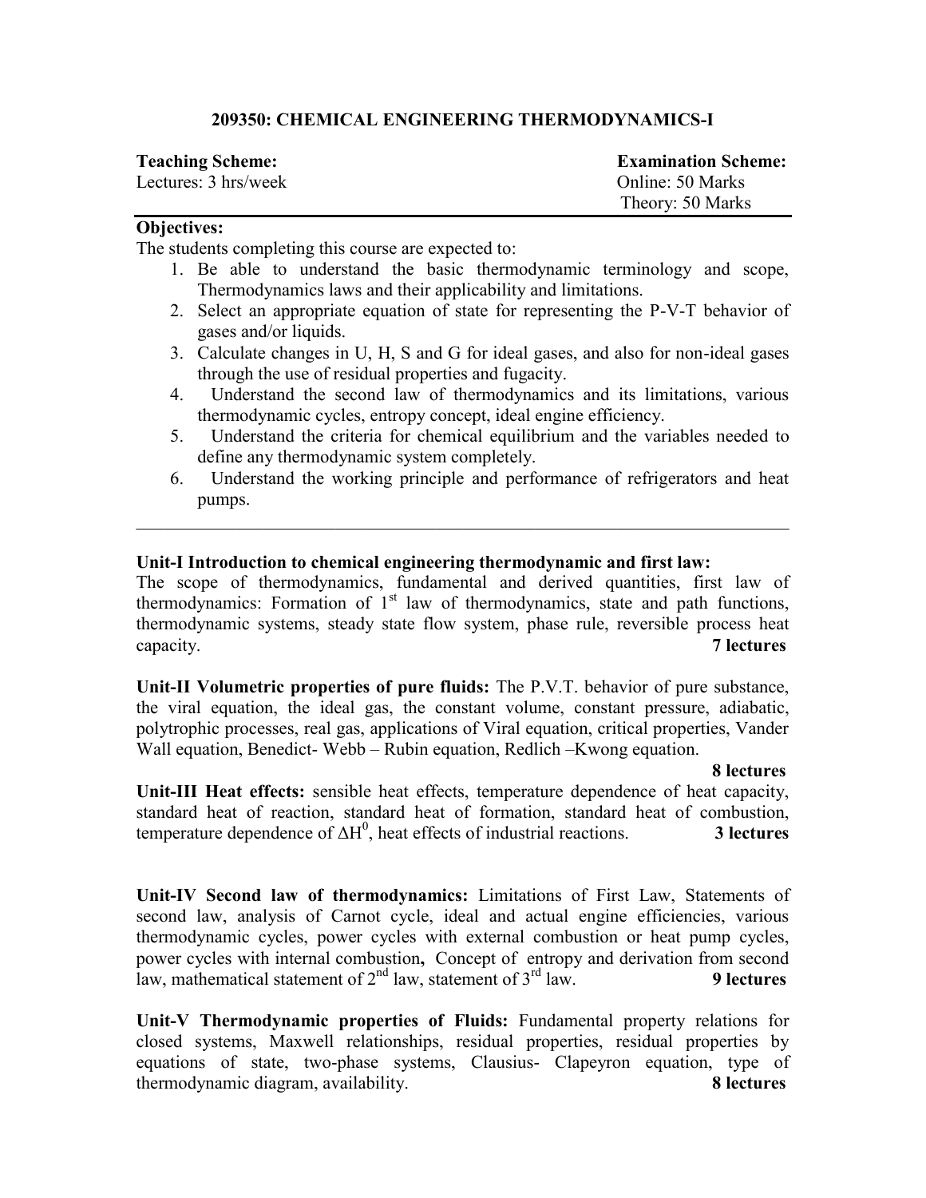## 209350: CHEMICAL ENGINEERING THERMODYNAMICS-I

| **Teaching Scheme:** | **Examination Scheme:** |
|---|---|
| Lectures: 3 hrs/week | Online: 50 Marks |
| | Theory: 50 Marks |

**Objectives:**

The students completing this course are expected to:

1. Be able to understand the basic thermodynamic terminology and scope, Thermodynamics laws and their applicability and limitations.
2. Select an appropriate equation of state for representing the P-V-T behavior of gases and/or liquids.
3. Calculate changes in U, H, S and G for ideal gases, and also for non-ideal gases through the use of residual properties and fugacity.
4. Understand the second law of thermodynamics and its limitations, various thermodynamic cycles, entropy concept, ideal engine efficiency.
5. Understand the criteria for chemical equilibrium and the variables needed to define any thermodynamic system completely.
6. Understand the working principle and performance of refrigerators and heat pumps.

---

**Unit-I Introduction to chemical engineering thermodynamic and first law:**
The scope of thermodynamics, fundamental and derived quantities, first law of thermodynamics: Formation of $1^{st}$ law of thermodynamics, state and path functions, thermodynamic systems, steady state flow system, phase rule, reversible process heat capacity. **7 lectures**

**Unit-II Volumetric properties of pure fluids:** The P.V.T. behavior of pure substance, the viral equation, the ideal gas, the constant volume, constant pressure, adiabatic, polytrophic processes, real gas, applications of Viral equation, critical properties, Vander Wall equation, Benedict- Webb – Rubin equation, Redlich –Kwong equation. **8 lectures**

**Unit-III Heat effects:** sensible heat effects, temperature dependence of heat capacity, standard heat of reaction, standard heat of formation, standard heat of combustion, temperature dependence of $\Delta H^0$, heat effects of industrial reactions. **3 lectures**

**Unit-IV Second law of thermodynamics:** Limitations of First Law, Statements of second law, analysis of Carnot cycle, ideal and actual engine efficiencies, various thermodynamic cycles, power cycles with external combustion or heat pump cycles, power cycles with internal combustion**,** Concept of entropy and derivation from second law, mathematical statement of $2^{nd}$ law, statement of $3^{rd}$ law. **9 lectures**

**Unit-V Thermodynamic properties of Fluids:** Fundamental property relations for closed systems, Maxwell relationships, residual properties, residual properties by equations of state, two-phase systems, Clausius- Clapeyron equation, type of thermodynamic diagram, availability. **8 lectures**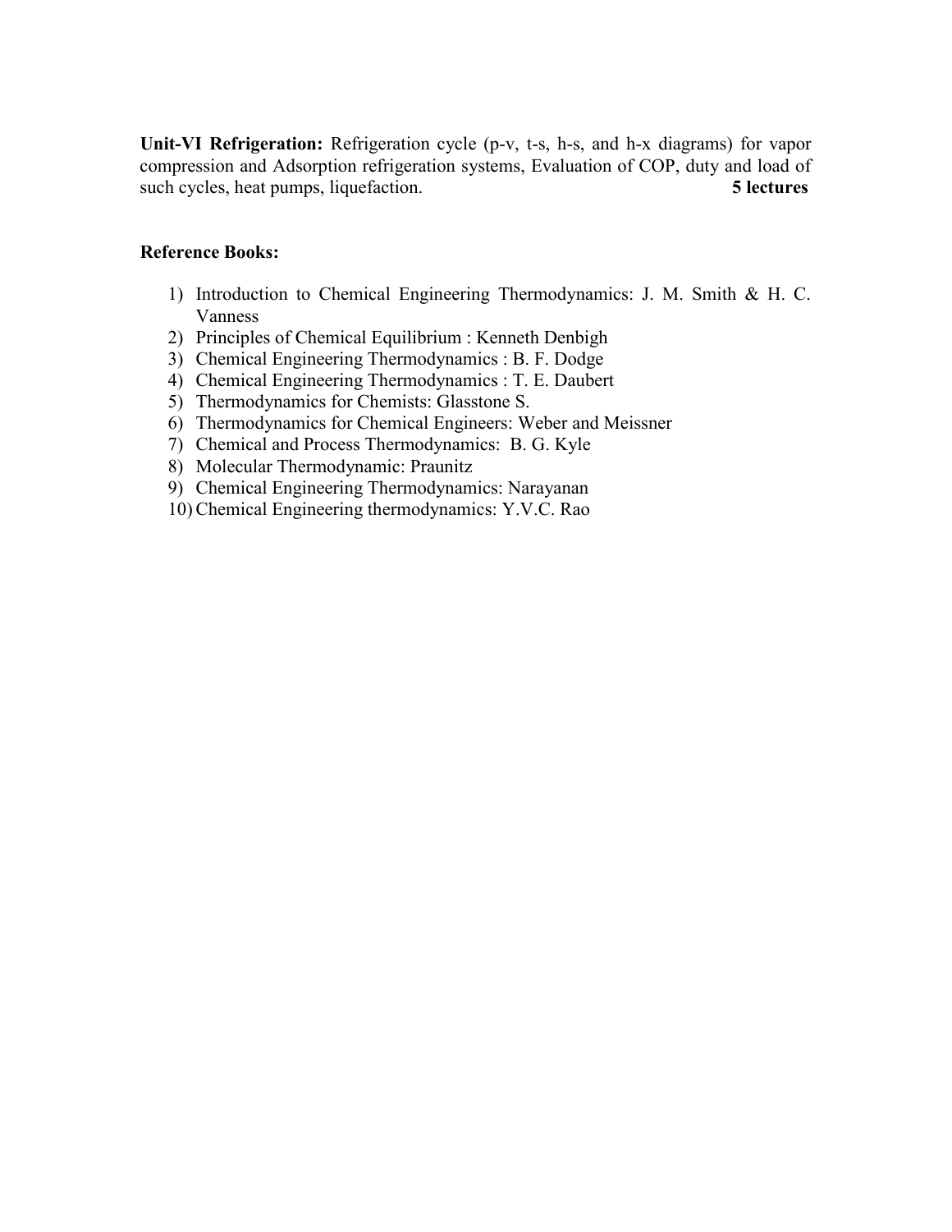**Unit-VI Refrigeration:** Refrigeration cycle (p-v, t-s, h-s, and h-x diagrams) for vapor compression and Adsorption refrigeration systems, Evaluation of COP, duty and load of such cycles, heat pumps, liquefaction. **5 lectures**

**Reference Books:**

1) Introduction to Chemical Engineering Thermodynamics: J. M. Smith & H. C. Vanness
2) Principles of Chemical Equilibrium : Kenneth Denbigh
3) Chemical Engineering Thermodynamics : B. F. Dodge
4) Chemical Engineering Thermodynamics : T. E. Daubert
5) Thermodynamics for Chemists: Glasstone S.
6) Thermodynamics for Chemical Engineers: Weber and Meissner
7) Chemical and Process Thermodynamics: B. G. Kyle
8) Molecular Thermodynamic: Praunitz
9) Chemical Engineering Thermodynamics: Narayanan
10) Chemical Engineering thermodynamics: Y.V.C. Rao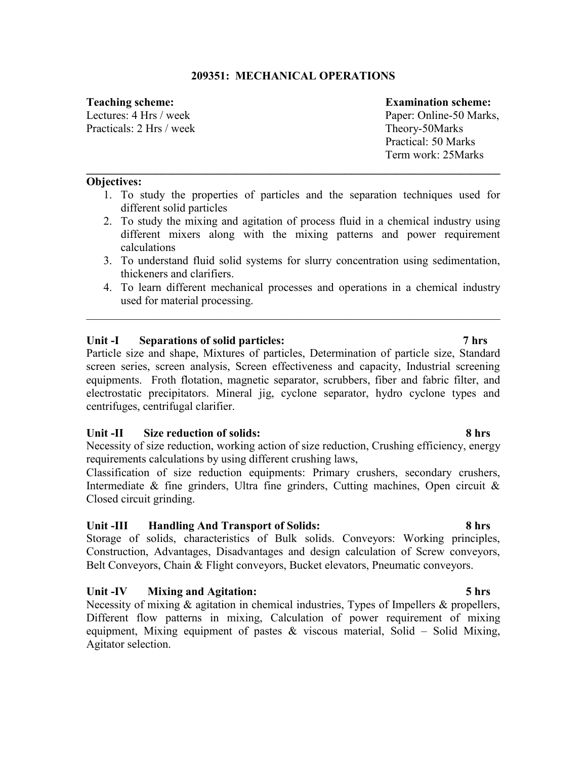## 209351: MECHANICAL OPERATIONS

**Teaching scheme:**
Lectures: 4 Hrs / week
Practicals: 2 Hrs / week

**Examination scheme:**
Paper: Online-50 Marks,
Theory-50Marks
Practical: 50 Marks
Term work: 25Marks

---

**Objectives:**

1. To study the properties of particles and the separation techniques used for different solid particles
2. To study the mixing and agitation of process fluid in a chemical industry using different mixers along with the mixing patterns and power requirement calculations
3. To understand fluid solid systems for slurry concentration using sedimentation, thickeners and clarifiers.
4. To learn different mechanical processes and operations in a chemical industry used for material processing.

---

**Unit -I Separations of solid particles: 7 hrs**

Particle size and shape, Mixtures of particles, Determination of particle size, Standard screen series, screen analysis, Screen effectiveness and capacity, Industrial screening equipments. Froth flotation, magnetic separator, scrubbers, fiber and fabric filter, and electrostatic precipitators. Mineral jig, cyclone separator, hydro cyclone types and centrifuges, centrifugal clarifier.

**Unit -II Size reduction of solids: 8 hrs**

Necessity of size reduction, working action of size reduction, Crushing efficiency, energy requirements calculations by using different crushing laws,

Classification of size reduction equipments: Primary crushers, secondary crushers, Intermediate & fine grinders, Ultra fine grinders, Cutting machines, Open circuit & Closed circuit grinding.

**Unit -III Handling And Transport of Solids: 8 hrs**

Storage of solids, characteristics of Bulk solids. Conveyors: Working principles, Construction, Advantages, Disadvantages and design calculation of Screw conveyors, Belt Conveyors, Chain & Flight conveyors, Bucket elevators, Pneumatic conveyors.

**Unit -IV Mixing and Agitation: 5 hrs**

Necessity of mixing & agitation in chemical industries, Types of Impellers & propellers, Different flow patterns in mixing, Calculation of power requirement of mixing equipment, Mixing equipment of pastes & viscous material, Solid – Solid Mixing, Agitator selection.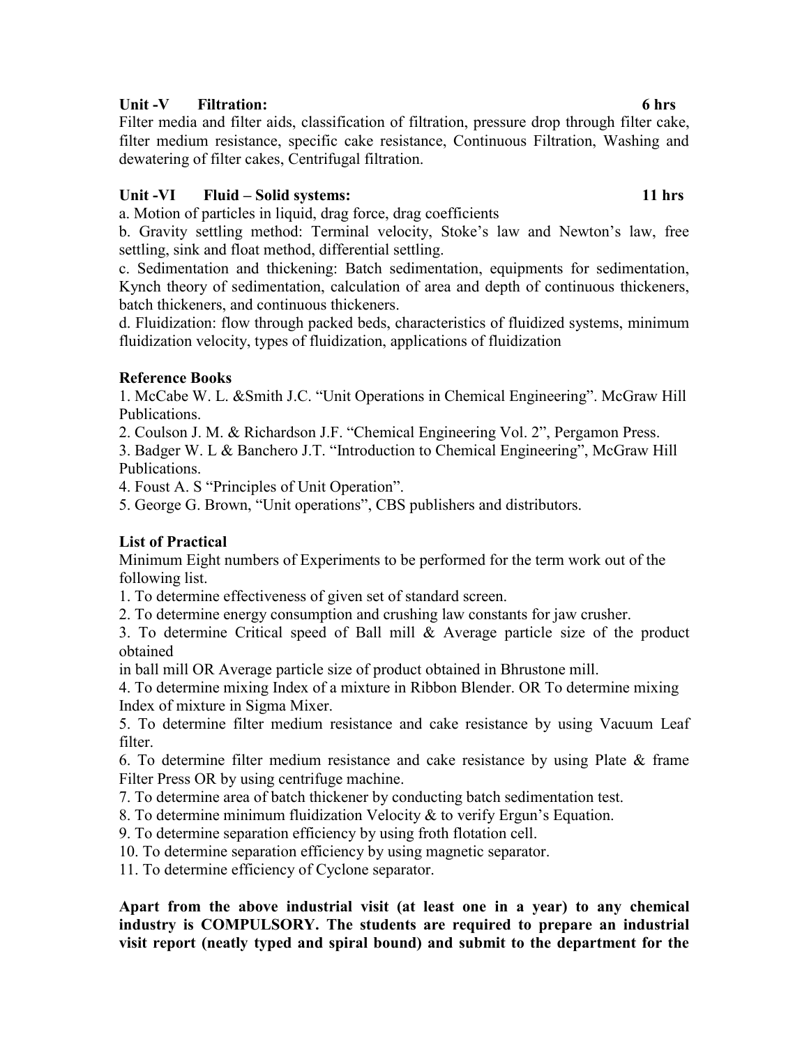**Unit -V Filtration: 6 hrs**

Filter media and filter aids, classification of filtration, pressure drop through filter cake, filter medium resistance, specific cake resistance, Continuous Filtration, Washing and dewatering of filter cakes, Centrifugal filtration.

**Unit -VI Fluid – Solid systems: 11 hrs**

a. Motion of particles in liquid, drag force, drag coefficients

b. Gravity settling method: Terminal velocity, Stoke's law and Newton's law, free settling, sink and float method, differential settling.

c. Sedimentation and thickening: Batch sedimentation, equipments for sedimentation, Kynch theory of sedimentation, calculation of area and depth of continuous thickeners, batch thickeners, and continuous thickeners.

d. Fluidization: flow through packed beds, characteristics of fluidized systems, minimum fluidization velocity, types of fluidization, applications of fluidization

**Reference Books**

1. McCabe W. L. &Smith J.C. "Unit Operations in Chemical Engineering". McGraw Hill Publications.
2. Coulson J. M. & Richardson J.F. "Chemical Engineering Vol. 2", Pergamon Press.
3. Badger W. L & Banchero J.T. "Introduction to Chemical Engineering", McGraw Hill Publications.
4. Foust A. S "Principles of Unit Operation".
5. George G. Brown, "Unit operations", CBS publishers and distributors.

**List of Practical**

Minimum Eight numbers of Experiments to be performed for the term work out of the following list.

1. To determine effectiveness of given set of standard screen.
2. To determine energy consumption and crushing law constants for jaw crusher.
3. To determine Critical speed of Ball mill & Average particle size of the product obtained
   in ball mill OR Average particle size of product obtained in Bhrustone mill.
4. To determine mixing Index of a mixture in Ribbon Blender. OR To determine mixing Index of mixture in Sigma Mixer.
5. To determine filter medium resistance and cake resistance by using Vacuum Leaf filter.
6. To determine filter medium resistance and cake resistance by using Plate & frame Filter Press OR by using centrifuge machine.
7. To determine area of batch thickener by conducting batch sedimentation test.
8. To determine minimum fluidization Velocity & to verify Ergun's Equation.
9. To determine separation efficiency by using froth flotation cell.
10. To determine separation efficiency by using magnetic separator.
11. To determine efficiency of Cyclone separator.

**Apart from the above industrial visit (at least one in a year) to any chemical industry is COMPULSORY. The students are required to prepare an industrial visit report (neatly typed and spiral bound) and submit to the department for the**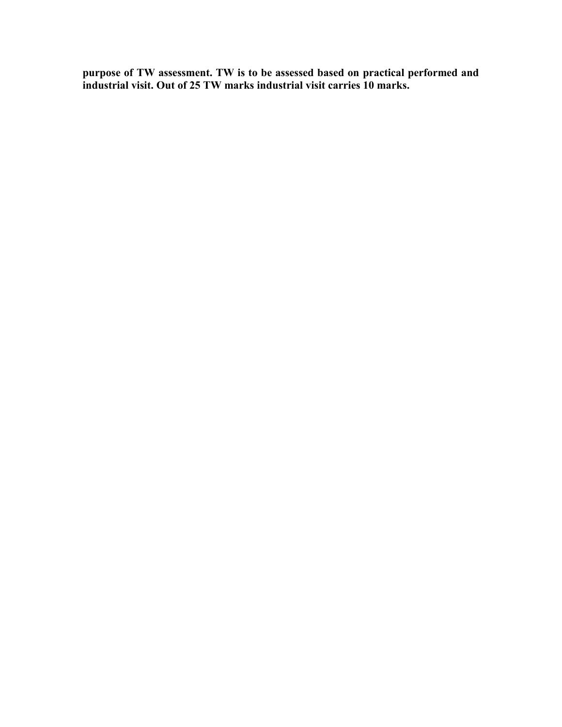**purpose of TW assessment. TW is to be assessed based on practical performed and industrial visit. Out of 25 TW marks industrial visit carries 10 marks.**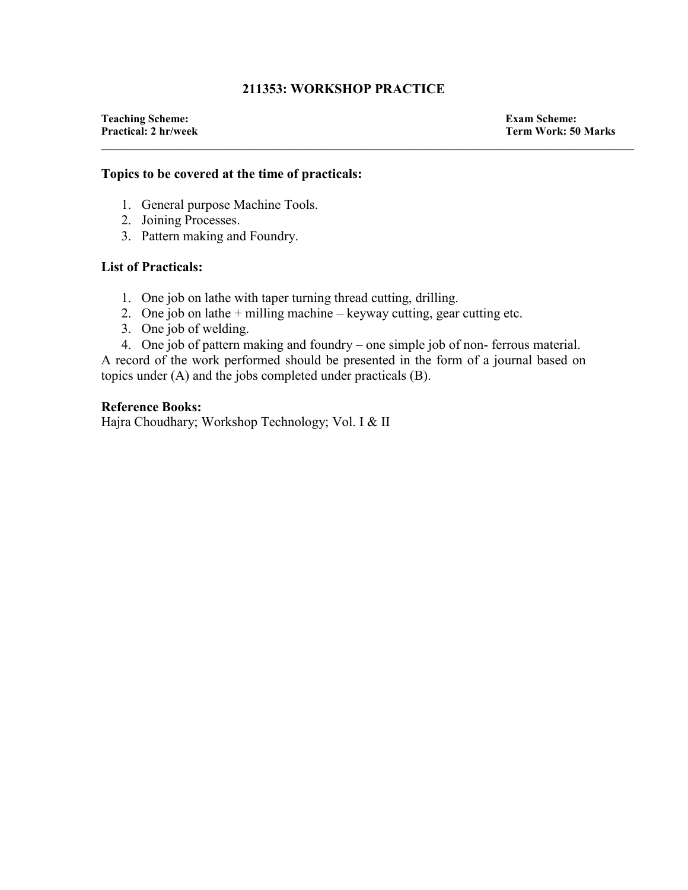## 211353: WORKSHOP PRACTICE

**Teaching Scheme:**
**Practical: 2 hr/week**

**Exam Scheme:**
**Term Work: 50 Marks**

---

**Topics to be covered at the time of practicals:**

1. General purpose Machine Tools.
2. Joining Processes.
3. Pattern making and Foundry.

**List of Practicals:**

1. One job on lathe with taper turning thread cutting, drilling.
2. One job on lathe + milling machine – keyway cutting, gear cutting etc.
3. One job of welding.
4. One job of pattern making and foundry – one simple job of non- ferrous material.

A record of the work performed should be presented in the form of a journal based on topics under (A) and the jobs completed under practicals (B).

**Reference Books:**
Hajra Choudhary; Workshop Technology; Vol. I & II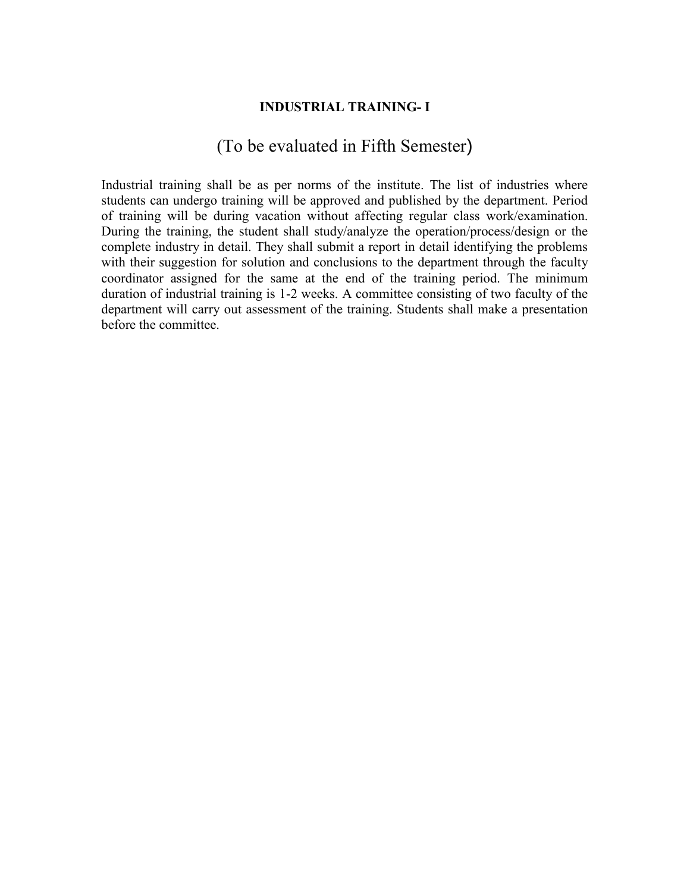## INDUSTRIAL TRAINING- I

(To be evaluated in Fifth Semester)

Industrial training shall be as per norms of the institute. The list of industries where students can undergo training will be approved and published by the department. Period of training will be during vacation without affecting regular class work/examination. During the training, the student shall study/analyze the operation/process/design or the complete industry in detail. They shall submit a report in detail identifying the problems with their suggestion for solution and conclusions to the department through the faculty coordinator assigned for the same at the end of the training period. The minimum duration of industrial training is 1-2 weeks. A committee consisting of two faculty of the department will carry out assessment of the training. Students shall make a presentation before the committee.